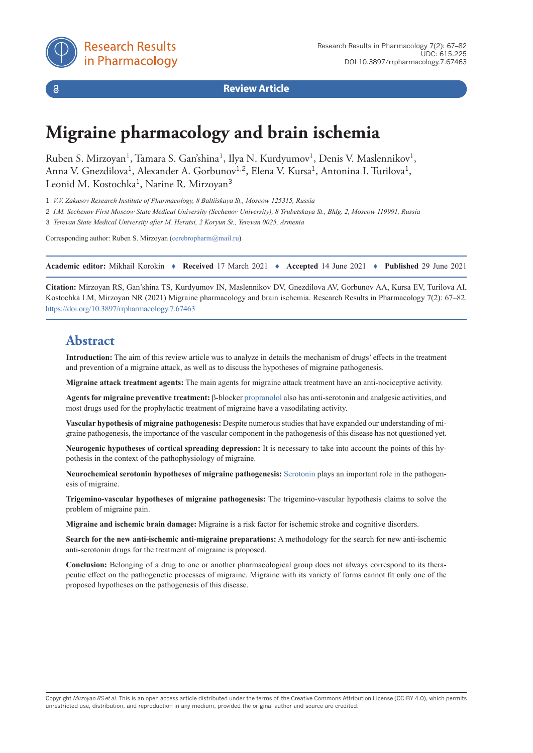Review Article

# Migraine pharmacology and brain ischemia

Ruben S. Mirzoyan[1], Tamara S. Gan'shina[1], Ilya N. Kurdyumov[1], Denis V. Maslennikov[1], Anna V. Gnezdilova[1], Alexander A. Gorbunov[1,2], Elena V. Kursa[1], Antonina I. Turilova[1], Leonid M. Kostochka[1], Narine R. Mirzoyan[3]

1 *V.V. Zakusov Research Institute of Pharmacology, 8 Baltiiskaya St., Moscow 125315, Russia*

2 *I.M. Sechenov First Moscow State Medical University (Sechenov University), 8 Trubetskaya St., Bldg. 2, Moscow 119991, Russia*

3 *Yerevan State Medical University after M. Heratsi, 2 Koryun St., Yerevan 0025, Armenia*

Corresponding author: Ruben S. Mirzoyan (cerebropharm@mail.ru)

**Academic editor:** Mikhail Korokin ♦ **Received** 17 March 2021 ♦ **Accepted** 14 June 2021 ♦ **Published** 29 June 2021

**Citation:** Mirzoyan RS, Gan'shina TS, Kurdyumov IN, Maslennikov DV, Gnezdilova AV, Gorbunov AA, Kursa EV, Turilova AI, Kostochka LM, Mirzoyan NR (2021) Migraine pharmacology and brain ischemia. Research Results in Pharmacology 7(2): 67–82. https://doi.org/10.3897/rrpharmacology.7.67463

## Abstract

**Introduction:** The aim of this review article was to analyze in details the mechanism of drugs' effects in the treatment and prevention of a migraine attack, as well as to discuss the hypotheses of migraine pathogenesis.

**Migraine attack treatment agents:** The main agents for migraine attack treatment have an anti-nociceptive activity.

**Agents for migraine preventive treatment:** β-blocker propranolol also has anti-serotonin and analgesic activities, and most drugs used for the prophylactic treatment of migraine have a vasodilating activity.

**Vascular hypothesis of migraine pathogenesis:** Despite numerous studies that have expanded our understanding of migraine pathogenesis, the importance of the vascular component in the pathogenesis of this disease has not questioned yet.

**Neurogenic hypotheses of cortical spreading depression:** It is necessary to take into account the points of this hypothesis in the context of the pathophysiology of migraine.

**Neurochemical serotonin hypotheses of migraine pathogenesis:** Serotonin plays an important role in the pathogenesis of migraine.

**Trigemino-vascular hypotheses of migraine pathogenesis:** The trigemino-vascular hypothesis claims to solve the problem of migraine pain.

**Migraine and ischemic brain damage:** Migraine is a risk factor for ischemic stroke and cognitive disorders.

**Search for the new anti-ischemic anti-migraine preparations:** A methodology for the search for new anti-ischemic anti-serotonin drugs for the treatment of migraine is proposed.

**Conclusion:** Belonging of a drug to one or another pharmacological group does not always correspond to its therapeutic effect on the pathogenetic processes of migraine. Migraine with its variety of forms cannot fit only one of the proposed hypotheses on the pathogenesis of this disease.

Copyright *Mirzoyan RS et al.* This is an open access article distributed under the terms of the Creative Commons Attribution License (CC-BY 4.0), which permits unrestricted use, distribution, and reproduction in any medium, provided the original author and source are credited.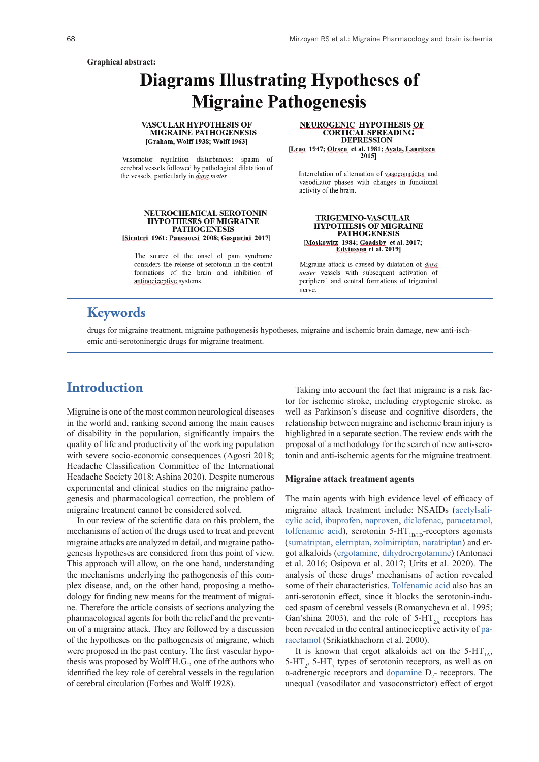**Graphical abstract:**

# Diagrams Illustrating Hypotheses of Migraine Pathogenesis

**VASCULAR HYPOTHESIS OF MIGRAINE PATHOGENESIS**
**[Graham, Wolff 1938; Wolff 1963]**

Vasomotor regulation disturbances: spasm of cerebral vessels followed by pathological dilatation of the vessels, particularly in *dura mater*.

**NEUROGENIC HYPOTHESIS OF CORTICAL SPREADING DEPRESSION**
**[Leao 1947; Olesen et al. 1981; Ayata, Lauritzen 2015]**

Interrelation of alternation of vasoconstictor and vasodilator phases with changes in functional activity of the brain.

**NEUROCHEMICAL SEROTONIN HYPOTHESES OF MIGRAINE PATHOGENESIS**
**[Sicuteri 1961; Panconesi 2008; Gasparini 2017]**

The source of the onset of pain syndrome considers the release of serotonin in the central formations of the brain and inhibition of antinociceptive systems.

**TRIGEMINO-VASCULAR HYPOTHESIS OF MIGRAINE PATHOGENESIS**
**[Moskowitz 1984; Goadsby et al. 2017; Edvinsson et al. 2019]**

Migraine attack is caused by dilatation of *dura mater* vessels with subsequent activation of peripheral and central formations of trigeminal nerve.

## Keywords

drugs for migraine treatment, migraine pathogenesis hypotheses, migraine and ischemic brain damage, new anti-ischemic anti-serotoninergic drugs for migraine treatment.

## Introduction

Migraine is one of the most common neurological diseases in the world and, ranking second among the main causes of disability in the population, significantly impairs the quality of life and productivity of the working population with severe socio-economic consequences (Agosti 2018; Headache Classification Committee of the International Headache Society 2018; Ashina 2020). Despite numerous experimental and clinical studies on the migraine pathogenesis and pharmacological correction, the problem of migraine treatment cannot be considered solved.

In our review of the scientific data on this problem, the mechanisms of action of the drugs used to treat and prevent migraine attacks are analyzed in detail, and migraine pathogenesis hypotheses are considered from this point of view. This approach will allow, on the one hand, understanding the mechanisms underlying the pathogenesis of this complex disease, and, on the other hand, proposing a methodology for finding new means for the treatment of migraine. Therefore the article consists of sections analyzing the pharmacological agents for both the relief and the prevention of a migraine attack. They are followed by a discussion of the hypotheses on the pathogenesis of migraine, which were proposed in the past century. The first vascular hypothesis was proposed by Wolff H.G., one of the authors who identified the key role of cerebral vessels in the regulation of cerebral circulation (Forbes and Wolff 1928).

Taking into account the fact that migraine is a risk factor for ischemic stroke, including cryptogenic stroke, as well as Parkinson's disease and cognitive disorders, the relationship between migraine and ischemic brain injury is highlighted in a separate section. The review ends with the proposal of a methodology for the search of new anti-serotonin and anti-ischemic agents for the migraine treatment.

### Migraine attack treatment agents

The main agents with high evidence level of efficacy of migraine attack treatment include: NSAIDs (acetylsalicylic acid, ibuprofen, naproxen, diclofenac, paracetamol, tolfenamic acid), serotonin 5-$HT_{1B/1D}$-receptors agonists (sumatriptan, eletriptan, zolmitriptan, naratriptan) and ergot alkaloids (ergotamine, dihydroergotamine) (Antonaci et al. 2016; Osipova et al. 2017; Urits et al. 2020). The analysis of these drugs' mechanisms of action revealed some of their characteristics. Tolfenamic acid also has an anti-serotonin effect, since it blocks the serotonin-induced spasm of cerebral vessels (Romanycheva et al. 1995; Gan'shina 2003), and the role of 5-$HT_{2A}$ receptors has been revealed in the central antinociceptive activity of paracetamol (Srikiatkhachorn et al. 2000).

It is known that ergot alkaloids act on the 5-$HT_{1A}$, 5-$HT_2$, 5-$HT_7$ types of serotonin receptors, as well as on α-adrenergic receptors and dopamine $D_2$- receptors. The unequal (vasodilator and vasoconstrictor) effect of ergot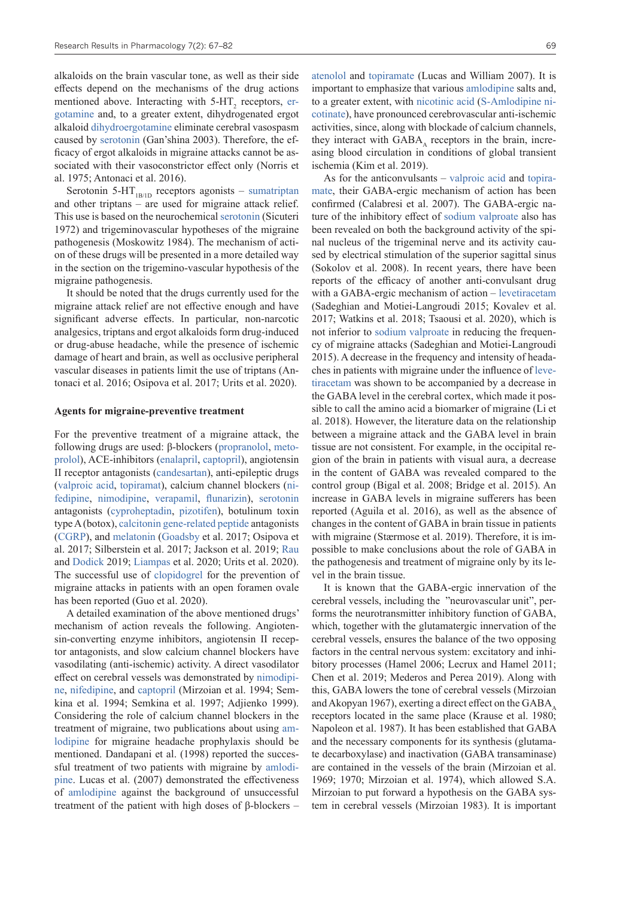alkaloids on the brain vascular tone, as well as their side effects depend on the mechanisms of the drug actions mentioned above. Interacting with 5-$HT_2$ receptors, ergotamine and, to a greater extent, dihydrogenated ergot alkaloid dihydroergotamine eliminate cerebral vasospasm caused by serotonin (Gan'shina 2003). Therefore, the efficacy of ergot alkaloids in migraine attacks cannot be associated with their vasoconstrictor effect only (Norris et al. 1975; Antonaci et al. 2016).

Serotonin 5-$HT_{1B/1D}$ receptors agonists – sumatriptan and other triptans – are used for migraine attack relief. This use is based on the neurochemical serotonin (Sicuteri 1972) and trigeminovascular hypotheses of the migraine pathogenesis (Moskowitz 1984). The mechanism of action of these drugs will be presented in a more detailed way in the section on the trigemino-vascular hypothesis of the migraine pathogenesis.

It should be noted that the drugs currently used for the migraine attack relief are not effective enough and have significant adverse effects. In particular, non-narcotic analgesics, triptans and ergot alkaloids form drug-induced or drug-abuse headache, while the presence of ischemic damage of heart and brain, as well as occlusive peripheral vascular diseases in patients limit the use of triptans (Antonaci et al. 2016; Osipova et al. 2017; Urits et al. 2020).

**Agents for migraine-preventive treatment**

For the preventive treatment of a migraine attack, the following drugs are used: β-blockers (propranolol, metoprolol), ACE-inhibitors (enalapril, captopril), angiotensin II receptor antagonists (candesartan), anti-epileptic drugs (valproic acid, topiramat), calcium channel blockers (nifedipine, nimodipine, verapamil, flunarizin), serotonin antagonists (cyproheptadin, pizotifen), botulinum toxin type A (botox), calcitonin gene-related peptide antagonists (CGRP), and melatonin (Goadsby et al. 2017; Osipova et al. 2017; Silberstein et al. 2017; Jackson et al. 2019; Rau and Dodick 2019; Liampas et al. 2020; Urits et al. 2020). The successful use of clopidogrel for the prevention of migraine attacks in patients with an open foramen ovale has been reported (Guo et al. 2020).

A detailed examination of the above mentioned drugs' mechanism of action reveals the following. Angiotensin-converting enzyme inhibitors, angiotensin II receptor antagonists, and slow calcium channel blockers have vasodilating (anti-ischemic) activity. A direct vasodilator effect on cerebral vessels was demonstrated by nimodipine, nifedipine, and captopril (Mirzoian et al. 1994; Semkina et al. 1994; Semkina et al. 1997; Adjienko 1999). Considering the role of calcium channel blockers in the treatment of migraine, two publications about using amlodipine for migraine headache prophylaxis should be mentioned. Dandapani et al. (1998) reported the successful treatment of two patients with migraine by amlodipine. Lucas et al. (2007) demonstrated the effectiveness of amlodipine against the background of unsuccessful treatment of the patient with high doses of β-blockers – atenolol and topiramate (Lucas and William 2007). It is important to emphasize that various amlodipine salts and, to a greater extent, with nicotinic acid (S-Amlodipine nicotinate), have pronounced cerebrovascular anti-ischemic activities, since, along with blockade of calcium channels, they interact with $GABA_A$ receptors in the brain, increasing blood circulation in conditions of global transient ischemia (Kim et al. 2019).

As for the anticonvulsants – valproic acid and topiramate, their GABA-ergic mechanism of action has been confirmed (Calabresi et al. 2007). The GABA-ergic nature of the inhibitory effect of sodium valproate also has been revealed on both the background activity of the spinal nucleus of the trigeminal nerve and its activity caused by electrical stimulation of the superior sagittal sinus (Sokolov et al. 2008). In recent years, there have been reports of the efficacy of another anti-convulsant drug with a GABA-ergic mechanism of action – levetiracetam (Sadeghian and Motiei-Langroudi 2015; Kovalev et al. 2017; Watkins et al. 2018; Tsaousi et al. 2020), which is not inferior to sodium valproate in reducing the frequency of migraine attacks (Sadeghian and Motiei-Langroudi 2015). A decrease in the frequency and intensity of headaches in patients with migraine under the influence of levetiracetam was shown to be accompanied by a decrease in the GABA level in the cerebral cortex, which made it possible to call the amino acid a biomarker of migraine (Li et al. 2018). However, the literature data on the relationship between a migraine attack and the GABA level in brain tissue are not consistent. For example, in the occipital region of the brain in patients with visual aura, a decrease in the content of GABA was revealed compared to the control group (Bigal et al. 2008; Bridge et al. 2015). An increase in GABA levels in migraine sufferers has been reported (Aguila et al. 2016), as well as the absence of changes in the content of GABA in brain tissue in patients with migraine (Stærmose et al. 2019). Therefore, it is impossible to make conclusions about the role of GABA in the pathogenesis and treatment of migraine only by its level in the brain tissue.

It is known that the GABA-ergic innervation of the cerebral vessels, including the "neurovascular unit", performs the neurotransmitter inhibitory function of GABA, which, together with the glutamatergic innervation of the cerebral vessels, ensures the balance of the two opposing factors in the central nervous system: excitatory and inhibitory processes (Hamel 2006; Lecrux and Hamel 2011; Chen et al. 2019; Mederos and Perea 2019). Along with this, GABA lowers the tone of cerebral vessels (Mirzoian and Akopyan 1967), exerting a direct effect on the $GABA_A$ receptors located in the same place (Krause et al. 1980; Napoleon et al. 1987). It has been established that GABA and the necessary components for its synthesis (glutamate decarboxylase) and inactivation (GABA transaminase) are contained in the vessels of the brain (Mirzoian et al. 1969; 1970; Mirzoian et al. 1974), which allowed S.A. Mirzoian to put forward a hypothesis on the GABA system in cerebral vessels (Mirzoian 1983). It is important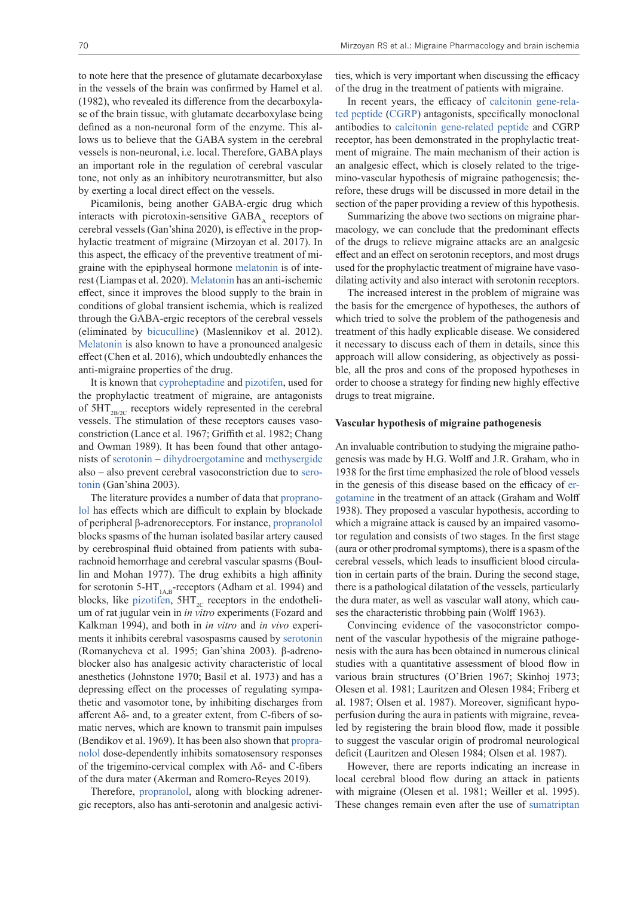to note here that the presence of glutamate decarboxylase in the vessels of the brain was confirmed by Hamel et al. (1982), who revealed its difference from the decarboxylase of the brain tissue, with glutamate decarboxylase being defined as a non-neuronal form of the enzyme. This allows us to believe that the GABA system in the cerebral vessels is non-neuronal, i.e. local. Therefore, GABA plays an important role in the regulation of cerebral vascular tone, not only as an inhibitory neurotransmitter, but also by exerting a local direct effect on the vessels.

Picamilonis, being another GABA-ergic drug which interacts with picrotoxin-sensitive $GABA_A$ receptors of cerebral vessels (Gan'shina 2020), is effective in the prophylactic treatment of migraine (Mirzoyan et al. 2017). In this aspect, the efficacy of the preventive treatment of migraine with the epiphyseal hormone melatonin is of interest (Liampas et al. 2020). Melatonin has an anti-ischemic effect, since it improves the blood supply to the brain in conditions of global transient ischemia, which is realized through the GABA-ergic receptors of the cerebral vessels (eliminated by bicuculline) (Maslennikov et al. 2012). Melatonin is also known to have a pronounced analgesic effect (Chen et al. 2016), which undoubtedly enhances the anti-migraine properties of the drug.

It is known that cyproheptadine and pizotifen, used for the prophylactic treatment of migraine, are antagonists of $5HT_{2B/2C}$ receptors widely represented in the cerebral vessels. The stimulation of these receptors causes vasoconstriction (Lance et al. 1967; Griffith et al. 1982; Chang and Owman 1989). It has been found that other antagonists of serotonin – dihydroergotamine and methysergide also – also prevent cerebral vasoconstriction due to serotonin (Gan'shina 2003).

The literature provides a number of data that propranolol has effects which are difficult to explain by blockade of peripheral β-adrenoreceptors. For instance, propranolol blocks spasms of the human isolated basilar artery caused by cerebrospinal fluid obtained from patients with subarachnoid hemorrhage and cerebral vascular spasms (Boullin and Mohan 1977). The drug exhibits a high affinity for serotonin $5\text{-}HT_{1A,B}$-receptors (Adham et al. 1994) and blocks, like pizotifen, $5HT_{2C}$ receptors in the endothelium of rat jugular vein in *in vitro* experiments (Fozard and Kalkman 1994), and both in *in vitro* and *in vivo* experiments it inhibits cerebral vasospasms caused by serotonin (Romanycheva et al. 1995; Gan'shina 2003). β-adrenoblocker also has analgesic activity characteristic of local anesthetics (Johnstone 1970; Basil et al. 1973) and has a depressing effect on the processes of regulating sympathetic and vasomotor tone, by inhibiting discharges from afferent Aδ- and, to a greater extent, from C-fibers of somatic nerves, which are known to transmit pain impulses (Bendikov et al. 1969). It has been also shown that propranolol dose-dependently inhibits somatosensory responses of the trigemino-cervical complex with Aδ- and C-fibers of the dura mater (Akerman and Romero-Reyes 2019).

Therefore, propranolol, along with blocking adrenergic receptors, also has anti-serotonin and analgesic activities, which is very important when discussing the efficacy of the drug in the treatment of patients with migraine.

In recent years, the efficacy of calcitonin gene-related peptide (CGRP) antagonists, specifically monoclonal antibodies to calcitonin gene-related peptide and CGRP receptor, has been demonstrated in the prophylactic treatment of migraine. The main mechanism of their action is an analgesic effect, which is closely related to the trigemino-vascular hypothesis of migraine pathogenesis; therefore, these drugs will be discussed in more detail in the section of the paper providing a review of this hypothesis.

Summarizing the above two sections on migraine pharmacology, we can conclude that the predominant effects of the drugs to relieve migraine attacks are an analgesic effect and an effect on serotonin receptors, and most drugs used for the prophylactic treatment of migraine have vasodilating activity and also interact with serotonin receptors.

The increased interest in the problem of migraine was the basis for the emergence of hypotheses, the authors of which tried to solve the problem of the pathogenesis and treatment of this hadly explicable disease. We considered it necessary to discuss each of them in details, since this approach will allow considering, as objectively as possible, all the pros and cons of the proposed hypotheses in order to choose a strategy for finding new highly effective drugs to treat migraine.

## Vascular hypothesis of migraine pathogenesis

An invaluable contribution to studying the migraine pathogenesis was made by H.G. Wolff and J.R. Graham, who in 1938 for the first time emphasized the role of blood vessels in the genesis of this disease based on the efficacy of ergotamine in the treatment of an attack (Graham and Wolff 1938). They proposed a vascular hypothesis, according to which a migraine attack is caused by an impaired vasomotor regulation and consists of two stages. In the first stage (aura or other prodromal symptoms), there is a spasm of the cerebral vessels, which leads to insufficient blood circulation in certain parts of the brain. During the second stage, there is a pathological dilatation of the vessels, particularly the dura mater, as well as vascular wall atony, which causes the characteristic throbbing pain (Wolff 1963).

Convincing evidence of the vasoconstrictor component of the vascular hypothesis of the migraine pathogenesis with the aura has been obtained in numerous clinical studies with a quantitative assessment of blood flow in various brain structures (O'Brien 1967; Skinhoj 1973; Olesen et al. 1981; Lauritzen and Olesen 1984; Friberg et al. 1987; Olsen et al. 1987). Moreover, significant hypoperfusion during the aura in patients with migraine, revealed by registering the brain blood flow, made it possible to suggest the vascular origin of prodromal neurological deficit (Lauritzen and Olesen 1984; Olsen et al. 1987).

However, there are reports indicating an increase in local cerebral blood flow during an attack in patients with migraine (Olesen et al. 1981; Weiller et al. 1995). These changes remain even after the use of sumatriptan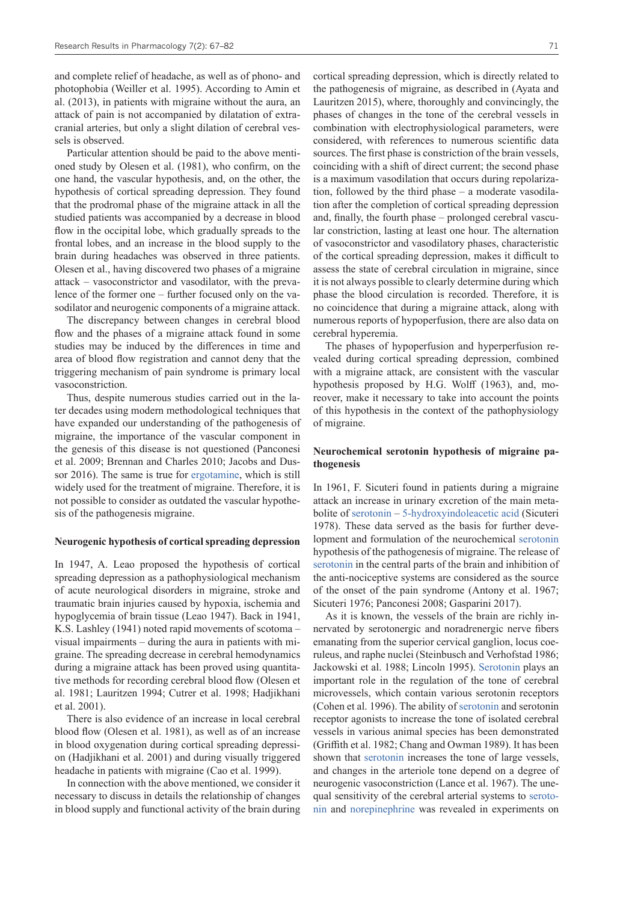and complete relief of headache, as well as of phono- and photophobia (Weiller et al. 1995). According to Amin et al. (2013), in patients with migraine without the aura, an attack of pain is not accompanied by dilatation of extracranial arteries, but only a slight dilation of cerebral vessels is observed.

Particular attention should be paid to the above mentioned study by Olesen et al. (1981), who confirm, on the one hand, the vascular hypothesis, and, on the other, the hypothesis of cortical spreading depression. They found that the prodromal phase of the migraine attack in all the studied patients was accompanied by a decrease in blood flow in the occipital lobe, which gradually spreads to the frontal lobes, and an increase in the blood supply to the brain during headaches was observed in three patients. Olesen et al., having discovered two phases of a migraine attack – vasoconstrictor and vasodilator, with the prevalence of the former one – further focused only on the vasodilator and neurogenic components of a migraine attack.

The discrepancy between changes in cerebral blood flow and the phases of a migraine attack found in some studies may be induced by the differences in time and area of blood flow registration and cannot deny that the triggering mechanism of pain syndrome is primary local vasoconstriction.

Thus, despite numerous studies carried out in the later decades using modern methodological techniques that have expanded our understanding of the pathogenesis of migraine, the importance of the vascular component in the genesis of this disease is not questioned (Panconesi et al. 2009; Brennan and Charles 2010; Jacobs and Dussor 2016). The same is true for ergotamine, which is still widely used for the treatment of migraine. Therefore, it is not possible to consider as outdated the vascular hypothesis of the pathogenesis migraine.

**Neurogenic hypothesis of cortical spreading depression**

In 1947, A. Leao proposed the hypothesis of cortical spreading depression as a pathophysiological mechanism of acute neurological disorders in migraine, stroke and traumatic brain injuries caused by hypoxia, ischemia and hypoglycemia of brain tissue (Leao 1947). Back in 1941, K.S. Lashley (1941) noted rapid movements of scotoma – visual impairments – during the aura in patients with migraine. The spreading decrease in cerebral hemodynamics during a migraine attack has been proved using quantitative methods for recording cerebral blood flow (Olesen et al. 1981; Lauritzen 1994; Cutrer et al. 1998; Hadjikhani et al. 2001).

There is also evidence of an increase in local cerebral blood flow (Olesen et al. 1981), as well as of an increase in blood oxygenation during cortical spreading depression (Hadjikhani et al. 2001) and during visually triggered headache in patients with migraine (Cao et al. 1999).

In connection with the above mentioned, we consider it necessary to discuss in details the relationship of changes in blood supply and functional activity of the brain during cortical spreading depression, which is directly related to the pathogenesis of migraine, as described in (Ayata and Lauritzen 2015), where, thoroughly and convincingly, the phases of changes in the tone of the cerebral vessels in combination with electrophysiological parameters, were considered, with references to numerous scientific data sources. The first phase is constriction of the brain vessels, coinciding with a shift of direct current; the second phase is a maximum vasodilation that occurs during repolarization, followed by the third phase – a moderate vasodilation after the completion of cortical spreading depression and, finally, the fourth phase – prolonged cerebral vascular constriction, lasting at least one hour. The alternation of vasoconstrictor and vasodilatory phases, characteristic of the cortical spreading depression, makes it difficult to assess the state of cerebral circulation in migraine, since it is not always possible to clearly determine during which phase the blood circulation is recorded. Therefore, it is no coincidence that during a migraine attack, along with numerous reports of hypoperfusion, there are also data on cerebral hyperemia.

The phases of hypoperfusion and hyperperfusion revealed during cortical spreading depression, combined with a migraine attack, are consistent with the vascular hypothesis proposed by H.G. Wolff (1963), and, moreover, make it necessary to take into account the points of this hypothesis in the context of the pathophysiology of migraine.

**Neurochemical serotonin hypothesis of migraine pathogenesis**

In 1961, F. Sicuteri found in patients during a migraine attack an increase in urinary excretion of the main metabolite of serotonin – 5-hydroxyindoleacetic acid (Sicuteri 1978). These data served as the basis for further development and formulation of the neurochemical serotonin hypothesis of the pathogenesis of migraine. The release of serotonin in the central parts of the brain and inhibition of the anti-nociceptive systems are considered as the source of the onset of the pain syndrome (Antony et al. 1967; Sicuteri 1976; Panconesi 2008; Gasparini 2017).

As it is known, the vessels of the brain are richly innervated by serotonergic and noradrenergic nerve fibers emanating from the superior cervical ganglion, locus coeruleus, and raphe nuclei (Steinbusch and Verhofstad 1986; Jackowski et al. 1988; Lincoln 1995). Serotonin plays an important role in the regulation of the tone of cerebral microvessels, which contain various serotonin receptors (Cohen et al. 1996). The ability of serotonin and serotonin receptor agonists to increase the tone of isolated cerebral vessels in various animal species has been demonstrated (Griffith et al. 1982; Chang and Owman 1989). It has been shown that serotonin increases the tone of large vessels, and changes in the arteriole tone depend on a degree of neurogenic vasoconstriction (Lance et al. 1967). The unequal sensitivity of the cerebral arterial systems to serotonin and norepinephrine was revealed in experiments on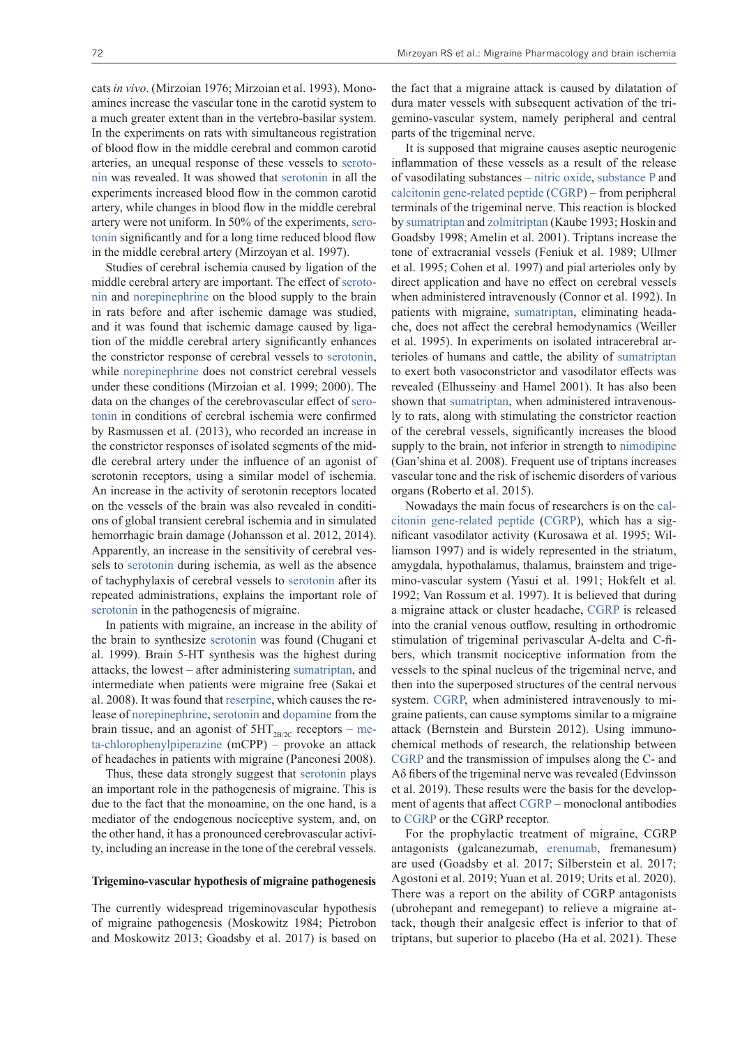cats *in vivo*. (Mirzoian 1976; Mirzoian et al. 1993). Monoamines increase the vascular tone in the carotid system to a much greater extent than in the vertebro-basilar system. In the experiments on rats with simultaneous registration of blood flow in the middle cerebral and common carotid arteries, an unequal response of these vessels to serotonin was revealed. It was showed that serotonin in all the experiments increased blood flow in the common carotid artery, while changes in blood flow in the middle cerebral artery were not uniform. In 50% of the experiments, serotonin significantly and for a long time reduced blood flow in the middle cerebral artery (Mirzoyan et al. 1997).

Studies of cerebral ischemia caused by ligation of the middle cerebral artery are important. The effect of serotonin and norepinephrine on the blood supply to the brain in rats before and after ischemic damage was studied, and it was found that ischemic damage caused by ligation of the middle cerebral artery significantly enhances the constrictor response of cerebral vessels to serotonin, while norepinephrine does not constrict cerebral vessels under these conditions (Mirzoian et al. 1999; 2000). The data on the changes of the cerebrovascular effect of serotonin in conditions of cerebral ischemia were confirmed by Rasmussen et al. (2013), who recorded an increase in the constrictor responses of isolated segments of the middle cerebral artery under the influence of an agonist of serotonin receptors, using a similar model of ischemia. An increase in the activity of serotonin receptors located on the vessels of the brain was also revealed in conditions of global transient cerebral ischemia and in simulated hemorrhagic brain damage (Johansson et al. 2012, 2014). Apparently, an increase in the sensitivity of cerebral vessels to serotonin during ischemia, as well as the absence of tachyphylaxis of cerebral vessels to serotonin after its repeated administrations, explains the important role of serotonin in the pathogenesis of migraine.

In patients with migraine, an increase in the ability of the brain to synthesize serotonin was found (Chugani et al. 1999). Brain 5-HT synthesis was the highest during attacks, the lowest – after administering sumatriptan, and intermediate when patients were migraine free (Sakai et al. 2008). It was found that reserpine, which causes the release of norepinephrine, serotonin and dopamine from the brain tissue, and an agonist of $5HT_{2B/2C}$ receptors – meta-chlorophenylpiperazine (mCPP) – provoke an attack of headaches in patients with migraine (Panconesi 2008).

Thus, these data strongly suggest that serotonin plays an important role in the pathogenesis of migraine. This is due to the fact that the monoamine, on the one hand, is a mediator of the endogenous nociceptive system, and, on the other hand, it has a pronounced cerebrovascular activity, including an increase in the tone of the cerebral vessels.

## Trigemino-vascular hypothesis of migraine pathogenesis

The currently widespread trigeminovascular hypothesis of migraine pathogenesis (Moskowitz 1984; Pietrobon and Moskowitz 2013; Goadsby et al. 2017) is based on the fact that a migraine attack is caused by dilatation of dura mater vessels with subsequent activation of the trigemino-vascular system, namely peripheral and central parts of the trigeminal nerve.

It is supposed that migraine causes aseptic neurogenic inflammation of these vessels as a result of the release of vasodilating substances – nitric oxide, substance P and calcitonin gene-related peptide (CGRP) – from peripheral terminals of the trigeminal nerve. This reaction is blocked by sumatriptan and zolmitriptan (Kaube 1993; Hoskin and Goadsby 1998; Amelin et al. 2001). Triptans increase the tone of extracranial vessels (Feniuk et al. 1989; Ullmer et al. 1995; Cohen et al. 1997) and pial arterioles only by direct application and have no effect on cerebral vessels when administered intravenously (Connor et al. 1992). In patients with migraine, sumatriptan, eliminating headache, does not affect the cerebral hemodynamics (Weiller et al. 1995). In experiments on isolated intracerebral arterioles of humans and cattle, the ability of sumatriptan to exert both vasoconstrictor and vasodilator effects was revealed (Elhusseiny and Hamel 2001). It has also been shown that sumatriptan, when administered intravenously to rats, along with stimulating the constrictor reaction of the cerebral vessels, significantly increases the blood supply to the brain, not inferior in strength to nimodipine (Gan'shina et al. 2008). Frequent use of triptans increases vascular tone and the risk of ischemic disorders of various organs (Roberto et al. 2015).

Nowadays the main focus of researchers is on the calcitonin gene-related peptide (CGRP), which has a significant vasodilator activity (Kurosawa et al. 1995; Williamson 1997) and is widely represented in the striatum, amygdala, hypothalamus, thalamus, brainstem and trigemino-vascular system (Yasui et al. 1991; Hokfelt et al. 1992; Van Rossum et al. 1997). It is believed that during a migraine attack or cluster headache, CGRP is released into the cranial venous outflow, resulting in orthodromic stimulation of trigeminal perivascular A-delta and C-fibers, which transmit nociceptive information from the vessels to the spinal nucleus of the trigeminal nerve, and then into the superposed structures of the central nervous system. CGRP, when administered intravenously to migraine patients, can cause symptoms similar to a migraine attack (Bernstein and Burstein 2012). Using immunochemical methods of research, the relationship between CGRP and the transmission of impulses along the C- and Aδ fibers of the trigeminal nerve was revealed (Edvinsson et al. 2019). These results were the basis for the development of agents that affect CGRP – monoclonal antibodies to CGRP or the CGRP receptor.

For the prophylactic treatment of migraine, CGRP antagonists (galcanezumab, erenumab, fremanesum) are used (Goadsby et al. 2017; Silberstein et al. 2017; Agostoni et al. 2019; Yuan et al. 2019; Urits et al. 2020). There was a report on the ability of CGRP antagonists (ubrohepant and remegepant) to relieve a migraine attack, though their analgesic effect is inferior to that of triptans, but superior to placebo (Ha et al. 2021). These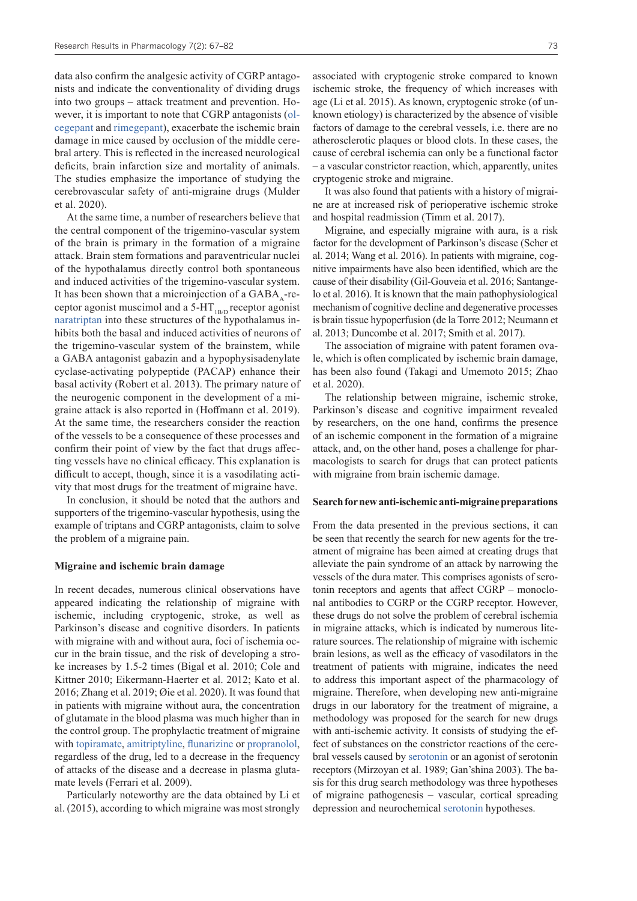data also confirm the analgesic activity of CGRP antagonists and indicate the conventionality of dividing drugs into two groups – attack treatment and prevention. However, it is important to note that CGRP antagonists (olcegepant and rimegepant), exacerbate the ischemic brain damage in mice caused by occlusion of the middle cerebral artery. This is reflected in the increased neurological deficits, brain infarction size and mortality of animals. The studies emphasize the importance of studying the cerebrovascular safety of anti-migraine drugs (Mulder et al. 2020).

At the same time, a number of researchers believe that the central component of the trigemino-vascular system of the brain is primary in the formation of a migraine attack. Brain stem formations and paraventricular nuclei of the hypothalamus directly control both spontaneous and induced activities of the trigemino-vascular system. It has been shown that a microinjection of a $GABA_A$-receptor agonist muscimol and a $5\text{-}HT_{1B/D}$ receptor agonist naratriptan into these structures of the hypothalamus inhibits both the basal and induced activities of neurons of the trigemino-vascular system of the brainstem, while a GABA antagonist gabazin and a hypophysisadenylate cyclase-activating polypeptide (PACAP) enhance their basal activity (Robert et al. 2013). The primary nature of the neurogenic component in the development of a migraine attack is also reported in (Hoffmann et al. 2019). At the same time, the researchers consider the reaction of the vessels to be a consequence of these processes and confirm their point of view by the fact that drugs affecting vessels have no clinical efficacy. This explanation is difficult to accept, though, since it is a vasodilating activity that most drugs for the treatment of migraine have.

In conclusion, it should be noted that the authors and supporters of the trigemino-vascular hypothesis, using the example of triptans and CGRP antagonists, claim to solve the problem of a migraine pain.

### Migraine and ischemic brain damage

In recent decades, numerous clinical observations have appeared indicating the relationship of migraine with ischemic, including cryptogenic, stroke, as well as Parkinson's disease and cognitive disorders. In patients with migraine with and without aura, foci of ischemia occur in the brain tissue, and the risk of developing a stroke increases by 1.5-2 times (Bigal et al. 2010; Cole and Kittner 2010; Eikermann-Haerter et al. 2012; Kato et al. 2016; Zhang et al. 2019; Øie et al. 2020). It was found that in patients with migraine without aura, the concentration of glutamate in the blood plasma was much higher than in the control group. The prophylactic treatment of migraine with topiramate, amitriptyline, flunarizine or propranolol, regardless of the drug, led to a decrease in the frequency of attacks of the disease and a decrease in plasma glutamate levels (Ferrari et al. 2009).

Particularly noteworthy are the data obtained by Li et al. (2015), according to which migraine was most strongly associated with cryptogenic stroke compared to known ischemic stroke, the frequency of which increases with age (Li et al. 2015). As known, cryptogenic stroke (of unknown etiology) is characterized by the absence of visible factors of damage to the cerebral vessels, i.e. there are no atherosclerotic plaques or blood clots. In these cases, the cause of cerebral ischemia can only be a functional factor – a vascular constrictor reaction, which, apparently, unites cryptogenic stroke and migraine.

It was also found that patients with a history of migraine are at increased risk of perioperative ischemic stroke and hospital readmission (Timm et al. 2017).

Migraine, and especially migraine with aura, is a risk factor for the development of Parkinson's disease (Scher et al. 2014; Wang et al. 2016). In patients with migraine, cognitive impairments have also been identified, which are the cause of their disability (Gil-Gouveia et al. 2016; Santangelo et al. 2016). It is known that the main pathophysiological mechanism of cognitive decline and degenerative processes is brain tissue hypoperfusion (de la Torre 2012; Neumann et al. 2013; Duncombe et al. 2017; Smith et al. 2017).

The association of migraine with patent foramen ovale, which is often complicated by ischemic brain damage, has been also found (Takagi and Umemoto 2015; Zhao et al. 2020).

The relationship between migraine, ischemic stroke, Parkinson's disease and cognitive impairment revealed by researchers, on the one hand, confirms the presence of an ischemic component in the formation of a migraine attack, and, on the other hand, poses a challenge for pharmacologists to search for drugs that can protect patients with migraine from brain ischemic damage.

### Search for new anti-ischemic anti-migraine preparations

From the data presented in the previous sections, it can be seen that recently the search for new agents for the treatment of migraine has been aimed at creating drugs that alleviate the pain syndrome of an attack by narrowing the vessels of the dura mater. This comprises agonists of serotonin receptors and agents that affect CGRP – monoclonal antibodies to CGRP or the CGRP receptor. However, these drugs do not solve the problem of cerebral ischemia in migraine attacks, which is indicated by numerous literature sources. The relationship of migraine with ischemic brain lesions, as well as the efficacy of vasodilators in the treatment of patients with migraine, indicates the need to address this important aspect of the pharmacology of migraine. Therefore, when developing new anti-migraine drugs in our laboratory for the treatment of migraine, a methodology was proposed for the search for new drugs with anti-ischemic activity. It consists of studying the effect of substances on the constrictor reactions of the cerebral vessels caused by serotonin or an agonist of serotonin receptors (Mirzoyan et al. 1989; Gan'shina 2003). The basis for this drug search methodology was three hypotheses of migraine pathogenesis – vascular, cortical spreading depression and neurochemical serotonin hypotheses.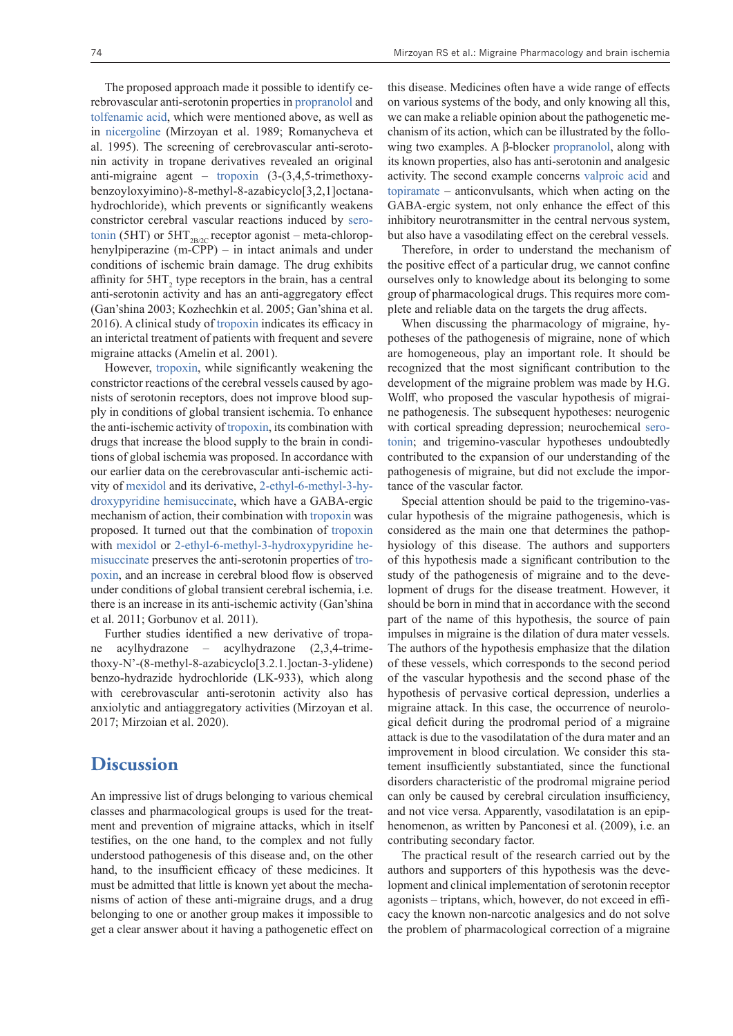The proposed approach made it possible to identify cerebrovascular anti-serotonin properties in propranolol and tolfenamic acid, which were mentioned above, as well as in nicergoline (Mirzoyan et al. 1989; Romanycheva et al. 1995). The screening of cerebrovascular anti-serotonin activity in tropane derivatives revealed an original anti-migraine agent – tropoxin (3-(3,4,5-trimethoxybenzoyloxyimino)-8-methyl-8-azabicyclo[3,2,1]octanahydrochloride), which prevents or significantly weakens constrictor cerebral vascular reactions induced by serotonin (5HT) or $5HT_{2B/2C}$ receptor agonist – meta-chlorophenylpiperazine (m-CPP) – in intact animals and under conditions of ischemic brain damage. The drug exhibits affinity for $5HT_2$ type receptors in the brain, has a central anti-serotonin activity and has an anti-aggregatory effect (Gan'shina 2003; Kozhechkin et al. 2005; Gan'shina et al. 2016). A clinical study of tropoxin indicates its efficacy in an interictal treatment of patients with frequent and severe migraine attacks (Amelin et al. 2001).

However, tropoxin, while significantly weakening the constrictor reactions of the cerebral vessels caused by agonists of serotonin receptors, does not improve blood supply in conditions of global transient ischemia. To enhance the anti-ischemic activity of tropoxin, its combination with drugs that increase the blood supply to the brain in conditions of global ischemia was proposed. In accordance with our earlier data on the cerebrovascular anti-ischemic activity of mexidol and its derivative, 2-ethyl-6-methyl-3-hydroxypyridine hemisuccinate, which have a GABA-ergic mechanism of action, their combination with tropoxin was proposed. It turned out that the combination of tropoxin with mexidol or 2-ethyl-6-methyl-3-hydroxypyridine hemisuccinate preserves the anti-serotonin properties of tropoxin, and an increase in cerebral blood flow is observed under conditions of global transient cerebral ischemia, i.e. there is an increase in its anti-ischemic activity (Gan'shina et al. 2011; Gorbunov et al. 2011).

Further studies identified a new derivative of tropane acylhydrazone – acylhydrazone (2,3,4-trimethoxy-N'-(8-methyl-8-azabicyclo[3.2.1.]octan-3-ylidene) benzo-hydrazide hydrochloride (LK-933), which along with cerebrovascular anti-serotonin activity also has anxiolytic and antiaggregatory activities (Mirzoyan et al. 2017; Mirzoian et al. 2020).

## Discussion

An impressive list of drugs belonging to various chemical classes and pharmacological groups is used for the treatment and prevention of migraine attacks, which in itself testifies, on the one hand, to the complex and not fully understood pathogenesis of this disease, and on the other hand, to the insufficient efficacy of these medicines. It must be admitted that little is known yet about the mechanisms of action of these anti-migraine drugs, and a drug belonging to one or another group makes it impossible to get a clear answer about it having a pathogenetic effect on this disease. Medicines often have a wide range of effects on various systems of the body, and only knowing all this, we can make a reliable opinion about the pathogenetic mechanism of its action, which can be illustrated by the following two examples. A β-blocker propranolol, along with its known properties, also has anti-serotonin and analgesic activity. The second example concerns valproic acid and topiramate – anticonvulsants, which when acting on the GABA-ergic system, not only enhance the effect of this inhibitory neurotransmitter in the central nervous system, but also have a vasodilating effect on the cerebral vessels.

Therefore, in order to understand the mechanism of the positive effect of a particular drug, we cannot confine ourselves only to knowledge about its belonging to some group of pharmacological drugs. This requires more complete and reliable data on the targets the drug affects.

When discussing the pharmacology of migraine, hypotheses of the pathogenesis of migraine, none of which are homogeneous, play an important role. It should be recognized that the most significant contribution to the development of the migraine problem was made by H.G. Wolff, who proposed the vascular hypothesis of migraine pathogenesis. The subsequent hypotheses: neurogenic with cortical spreading depression; neurochemical serotonin; and trigemino-vascular hypotheses undoubtedly contributed to the expansion of our understanding of the pathogenesis of migraine, but did not exclude the importance of the vascular factor.

Special attention should be paid to the trigemino-vascular hypothesis of the migraine pathogenesis, which is considered as the main one that determines the pathophysiology of this disease. The authors and supporters of this hypothesis made a significant contribution to the study of the pathogenesis of migraine and to the development of drugs for the disease treatment. However, it should be born in mind that in accordance with the second part of the name of this hypothesis, the source of pain impulses in migraine is the dilation of dura mater vessels. The authors of the hypothesis emphasize that the dilation of these vessels, which corresponds to the second period of the vascular hypothesis and the second phase of the hypothesis of pervasive cortical depression, underlies a migraine attack. In this case, the occurrence of neurological deficit during the prodromal period of a migraine attack is due to the vasodilatation of the dura mater and an improvement in blood circulation. We consider this statement insufficiently substantiated, since the functional disorders characteristic of the prodromal migraine period can only be caused by cerebral circulation insufficiency, and not vice versa. Apparently, vasodilatation is an epiphenomenon, as written by Panconesi et al. (2009), i.e. an contributing secondary factor.

The practical result of the research carried out by the authors and supporters of this hypothesis was the development and clinical implementation of serotonin receptor agonists – triptans, which, however, do not exceed in efficacy the known non-narcotic analgesics and do not solve the problem of pharmacological correction of a migraine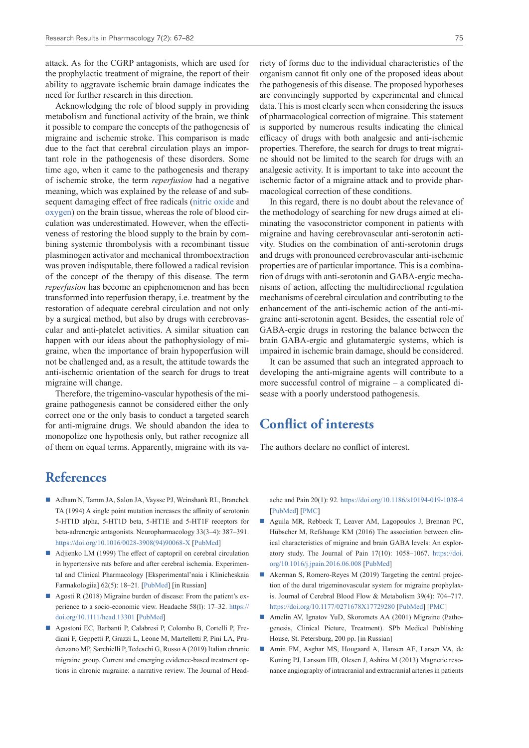attack. As for the CGRP antagonists, which are used for the prophylactic treatment of migraine, the report of their ability to aggravate ischemic brain damage indicates the need for further research in this direction.

Acknowledging the role of blood supply in providing metabolism and functional activity of the brain, we think it possible to compare the concepts of the pathogenesis of migraine and ischemic stroke. This comparison is made due to the fact that cerebral circulation plays an important role in the pathogenesis of these disorders. Some time ago, when it came to the pathogenesis and therapy of ischemic stroke, the term *reperfusion* had a negative meaning, which was explained by the release of and subsequent damaging effect of free radicals (nitric oxide and oxygen) on the brain tissue, whereas the role of blood circulation was underestimated. However, when the effectiveness of restoring the blood supply to the brain by combining systemic thrombolysis with a recombinant tissue plasminogen activator and mechanical thromboextraction was proven indisputable, there followed a radical revision of the concept of the therapy of this disease. The term *reperfusion* has become an epiphenomenon and has been transformed into reperfusion therapy, i.e. treatment by the restoration of adequate cerebral circulation and not only by a surgical method, but also by drugs with cerebrovascular and anti-platelet activities. A similar situation can happen with our ideas about the pathophysiology of migraine, when the importance of brain hypoperfusion will not be challenged and, as a result, the attitude towards the anti-ischemic orientation of the search for drugs to treat migraine will change.

Therefore, the trigemino-vascular hypothesis of the migraine pathogenesis cannot be considered either the only correct one or the only basis to conduct a targeted search for anti-migraine drugs. We should abandon the idea to monopolize one hypothesis only, but rather recognize all of them on equal terms. Apparently, migraine with its variety of forms due to the individual characteristics of the organism cannot fit only one of the proposed ideas about the pathogenesis of this disease. The proposed hypotheses are convincingly supported by experimental and clinical data. This is most clearly seen when considering the issues of pharmacological correction of migraine. This statement is supported by numerous results indicating the clinical efficacy of drugs with both analgesic and anti-ischemic properties. Therefore, the search for drugs to treat migraine should not be limited to the search for drugs with an analgesic activity. It is important to take into account the ischemic factor of a migraine attack and to provide pharmacological correction of these conditions.

In this regard, there is no doubt about the relevance of the methodology of searching for new drugs aimed at eliminating the vasoconstrictor component in patients with migraine and having cerebrovascular anti-serotonin activity. Studies on the combination of anti-serotonin drugs and drugs with pronounced cerebrovascular anti-ischemic properties are of particular importance. This is a combination of drugs with anti-serotonin and GABA-ergic mechanisms of action, affecting the multidirectional regulation mechanisms of cerebral circulation and contributing to the enhancement of the anti-ischemic action of the anti-migraine anti-serotonin agent. Besides, the essential role of GABA-ergic drugs in restoring the balance between the brain GABA-ergic and glutamatergic systems, which is impaired in ischemic brain damage, should be considered.

It can be assumed that such an integrated approach to developing the anti-migraine agents will contribute to a more successful control of migraine – a complicated disease with a poorly understood pathogenesis.

# Conflict of interests

The authors declare no conflict of interest.

# References

- Adham N, Tamm JA, Salon JA, Vaysse PJ, Weinshank RL, Branchek TA (1994) A single point mutation increases the affinity of serotonin 5-HT1D alpha, 5-HT1D beta, 5-HT1E and 5-HT1F receptors for beta-adrenergic antagonists. Neuropharmacology 33(3–4): 387–391. https://doi.org/10.1016/0028-3908(94)90068-X [PubMed]
- Adjienko LM (1999) The effect of captopril on cerebral circulation in hypertensive rats before and after cerebral ischemia. Experimental and Clinical Pharmacology [Eksperimental'naia i Klinicheskaia Farmakologiia] 62(5): 18–21. [PubMed] [in Russian]
- Agosti R (2018) Migraine burden of disease: From the patient's experience to a socio-economic view. Headache 58(l): 17–32. https://doi.org/10.1111/head.13301 [PubMed]
- Agostoni EC, Barbanti P, Calabresi P, Colombo B, Cortelli P, Frediani F, Geppetti P, Grazzi L, Leone M, Martelletti P, Pini LA, Prudenzano MP, Sarchielli P, Tedeschi G, Russo A (2019) Italian chronic migraine group. Current and emerging evidence-based treatment options in chronic migraine: a narrative review. The Journal of Headache and Pain 20(1): 92. https://doi.org/10.1186/s10194-019-1038-4 [PubMed] [PMC]
- Aguila MR, Rebbeck T, Leaver AM, Lagopoulos J, Brennan PC, Hübscher M, Refshauge KM (2016) The association between clinical characteristics of migraine and brain GABA levels: An exploratory study. The Journal of Pain 17(10): 1058–1067. https://doi.org/10.1016/j.jpain.2016.06.008 [PubMed]
- Akerman S, Romero-Reyes M (2019) Targeting the central projection of the dural trigeminovascular system for migraine prophylaxis. Journal of Cerebral Blood Flow & Metabolism 39(4): 704–717. https://doi.org/10.1177/0271678X17729280 [PubMed] [PMC]
- Amelin AV, Ignatov YuD, Skoromets AA (2001) Migraine (Pathogenesis, Clinical Picture, Treatment). SPb Medical Publishing House, St. Petersburg, 200 pp. [in Russian]
- Amin FM, Asghar MS, Hougaard A, Hansen AE, Larsen VA, de Koning PJ, Larsson HB, Olesen J, Ashina M (2013) Magnetic resonance angiography of intracranial and extracranial arteries in patients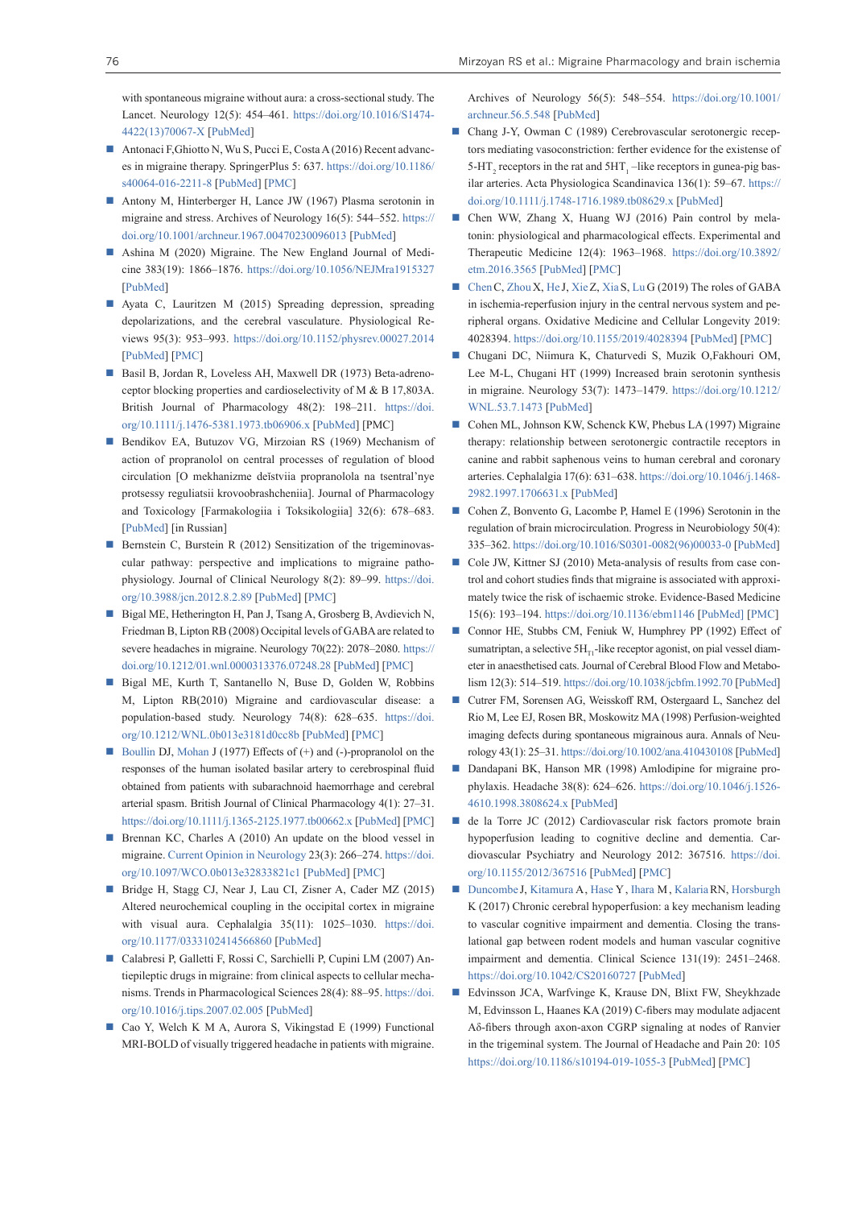with spontaneous migraine without aura: a cross-sectional study. The Lancet. Neurology 12(5): 454–461. https://doi.org/10.1016/S1474-4422(13)70067-X [PubMed]

- Antonaci F,Ghiotto N, Wu S, Pucci E, Costa A (2016) Recent advances in migraine therapy. SpringerPlus 5: 637. https://doi.org/10.1186/s40064-016-2211-8 [PubMed] [PMC]
- Antony M, Hinterberger H, Lance JW (1967) Plasma serotonin in migraine and stress. Archives of Neurology 16(5): 544–552. https://doi.org/10.1001/archneur.1967.00470230096013 [PubMed]
- Ashina M (2020) Migraine. The New England Journal of Medicine 383(19): 1866–1876. https://doi.org/10.1056/NEJMra1915327 [PubMed]
- Ayata C, Lauritzen M (2015) Spreading depression, spreading depolarizations, and the cerebral vasculature. Physiological Reviews 95(3): 953–993. https://doi.org/10.1152/physrev.00027.2014 [PubMed] [PMC]
- Basil B, Jordan R, Loveless AH, Maxwell DR (1973) Beta-adrenoceptor blocking properties and cardioselectivity of M & B 17,803A. British Journal of Pharmacology 48(2): 198–211. https://doi.org/10.1111/j.1476-5381.1973.tb06906.x [PubMed] [PMC]
- Bendikov EA, Butuzov VG, Mirzoian RS (1969) Mechanism of action of propranolol on central processes of regulation of blood circulation [O mekhanizme deĭstviia propranolola na tsentral'nye protsessy reguliatsii krovoobrashcheniia]. Journal of Pharmacology and Toxicology [Farmakologiia i Toksikologiia] 32(6): 678–683. [PubMed] [in Russian]
- Bernstein C, Burstein R (2012) Sensitization of the trigeminovascular pathway: perspective and implications to migraine pathophysiology. Journal of Clinical Neurology 8(2): 89–99. https://doi.org/10.3988/jcn.2012.8.2.89 [PubMed] [PMC]
- Bigal ME, Hetherington H, Pan J, Tsang A, Grosberg B, Avdievich N, Friedman B, Lipton RB (2008) Occipital levels of GABA are related to severe headaches in migraine. Neurology 70(22): 2078–2080. https://doi.org/10.1212/01.wnl.0000313376.07248.28 [PubMed] [PMC]
- Bigal ME, Kurth T, Santanello N, Buse D, Golden W, Robbins M, Lipton RB(2010) Migraine and cardiovascular disease: a population-based study. Neurology 74(8): 628–635. https://doi.org/10.1212/WNL.0b013e3181d0cc8b [PubMed] [PMC]
- Boullin DJ, Mohan J (1977) Effects of (+) and (-)-propranolol on the responses of the human isolated basilar artery to cerebrospinal fluid obtained from patients with subarachnoid haemorrhage and cerebral arterial spasm. British Journal of Clinical Pharmacology 4(1): 27–31. https://doi.org/10.1111/j.1365-2125.1977.tb00662.x [PubMed] [PMC]
- Brennan KC, Charles A (2010) An update on the blood vessel in migraine. Current Opinion in Neurology 23(3): 266–274. https://doi.org/10.1097/WCO.0b013e32833821c1 [PubMed] [PMC]
- Bridge H, Stagg CJ, Near J, Lau CI, Zisner A, Cader MZ (2015) Altered neurochemical coupling in the occipital cortex in migraine with visual aura. Cephalalgia 35(11): 1025–1030. https://doi.org/10.1177/0333102414566860 [PubMed]
- Calabresi P, Galletti F, Rossi C, Sarchielli P, Cupini LM (2007) Antiepileptic drugs in migraine: from clinical aspects to cellular mechanisms. Trends in Pharmacological Sciences 28(4): 88–95. https://doi.org/10.1016/j.tips.2007.02.005 [PubMed]
- Cao Y, Welch K M A, Aurora S, Vikingstad E (1999) Functional MRI-BOLD of visually triggered headache in patients with migraine. Archives of Neurology 56(5): 548–554. https://doi.org/10.1001/archneur.56.5.548 [PubMed]
- Chang J-Y, Owman C (1989) Cerebrovascular serotonergic receptors mediating vasoconstriction: ferther evidence for the existense of 5-$HT_2$ receptors in the rat and $5HT_1$ –like receptors in gunea-pig basilar arteries. Acta Physiologica Scandinavica 136(1): 59–67. https://doi.org/10.1111/j.1748-1716.1989.tb08629.x [PubMed]
- Chen WW, Zhang X, Huang WJ (2016) Pain control by melatonin: physiological and pharmacological effects. Experimental and Therapeutic Medicine 12(4): 1963–1968. https://doi.org/10.3892/etm.2016.3565 [PubMed] [PMC]
- Chen C, Zhou X, He J, Xie Z, Xia S, Lu G (2019) The roles of GABA in ischemia-reperfusion injury in the central nervous system and peripheral organs. Oxidative Medicine and Cellular Longevity 2019: 4028394. https://doi.org/10.1155/2019/4028394 [PubMed] [PMC]
- Chugani DC, Niimura K, Chaturvedi S, Muzik O,Fakhouri OM, Lee M-L, Chugani HT (1999) Increased brain serotonin synthesis in migraine. Neurology 53(7): 1473–1479. https://doi.org/10.1212/WNL.53.7.1473 [PubMed]
- Cohen ML, Johnson KW, Schenck KW, Phebus LA (1997) Migraine therapy: relationship between serotonergic contractile receptors in canine and rabbit saphenous veins to human cerebral and coronary arteries. Cephalalgia 17(6): 631–638. https://doi.org/10.1046/j.1468-2982.1997.1706631.x [PubMed]
- Cohen Z, Bonvento G, Lacombe P, Hamel E (1996) Serotonin in the regulation of brain microcirculation. Progress in Neurobiology 50(4): 335–362. https://doi.org/10.1016/S0301-0082(96)00033-0 [PubMed]
- Cole JW, Kittner SJ (2010) Meta-analysis of results from case control and cohort studies finds that migraine is associated with approximately twice the risk of ischaemic stroke. Evidence-Based Medicine 15(6): 193–194. https://doi.org/10.1136/ebm1146 [PubMed] [PMC]
- Connor HE, Stubbs CM, Feniuk W, Humphrey PP (1992) Effect of sumatriptan, a selective $5H_{T1}$-like receptor agonist, on pial vessel diameter in anaesthetised cats. Journal of Cerebral Blood Flow and Metabolism 12(3): 514–519. https://doi.org/10.1038/jcbfm.1992.70 [PubMed]
- Cutrer FM, Sorensen AG, Weisskoff RM, Ostergaard L, Sanchez del Rio M, Lee EJ, Rosen BR, Moskowitz MA (1998) Perfusion-weighted imaging defects during spontaneous migrainous aura. Annals of Neurology 43(1): 25–31. https://doi.org/10.1002/ana.410430108 [PubMed]
- Dandapani BK, Hanson MR (1998) Amlodipine for migraine prophylaxis. Headache 38(8): 624–626. https://doi.org/10.1046/j.1526-4610.1998.3808624.x [PubMed]
- de la Torre JC (2012) Cardiovascular risk factors promote brain hypoperfusion leading to cognitive decline and dementia. Cardiovascular Psychiatry and Neurology 2012: 367516. https://doi.org/10.1155/2012/367516 [PubMed] [PMC]
- Duncombe J, Kitamura A, Hase Y, Ihara M, Kalaria RN, Horsburgh K (2017) Chronic cerebral hypoperfusion: a key mechanism leading to vascular cognitive impairment and dementia. Closing the translational gap between rodent models and human vascular cognitive impairment and dementia. Clinical Science 131(19): 2451–2468. https://doi.org/10.1042/CS20160727 [PubMed]
- Edvinsson JCA, Warfvinge K, Krause DN, Blixt FW, Sheykhzade M, Edvinsson L, Haanes KA (2019) C-fibers may modulate adjacent Aδ-fibers through axon-axon CGRP signaling at nodes of Ranvier in the trigeminal system. The Journal of Headache and Pain 20: 105 https://doi.org/10.1186/s10194-019-1055-3 [PubMed] [PMC]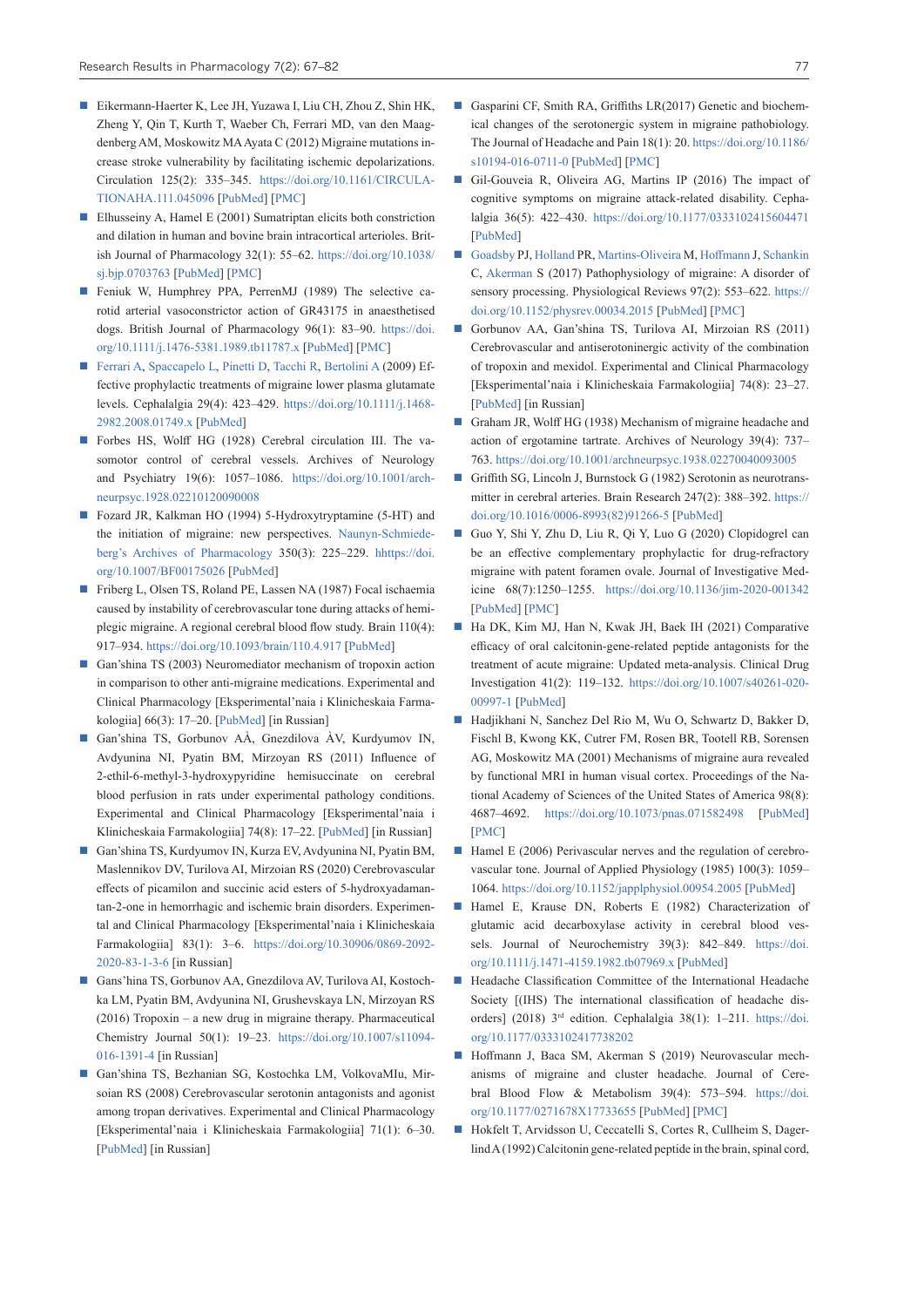- Eikermann-Haerter K, Lee JH, Yuzawa I, Liu CH, Zhou Z, Shin HK, Zheng Y, Qin T, Kurth T, Waeber Ch, Ferrari MD, van den Maagdenberg AM, Moskowitz MA Ayata C (2012) Migraine mutations increase stroke vulnerability by facilitating ischemic depolarizations. Circulation 125(2): 335–345. https://doi.org/10.1161/CIRCULATIONAHA.111.045096 [PubMed] [PMC]
- Elhusseiny A, Hamel E (2001) Sumatriptan elicits both constriction and dilation in human and bovine brain intracortical arterioles. British Journal of Pharmacology 32(1): 55–62. https://doi.org/10.1038/sj.bjp.0703763 [PubMed] [PMC]
- Feniuk W, Humphrey PPA, PerrenMJ (1989) The selective carotid arterial vasoconstrictor action of GR43175 in anaesthetised dogs. British Journal of Pharmacology 96(1): 83–90. https://doi.org/10.1111/j.1476-5381.1989.tb11787.x [PubMed] [PMC]
- Ferrari A, Spaccapelo L, Pinetti D, Tacchi R, Bertolini A (2009) Effective prophylactic treatments of migraine lower plasma glutamate levels. Cephalalgia 29(4): 423–429. https://doi.org/10.1111/j.1468-2982.2008.01749.x [PubMed]
- Forbes HS, Wolff HG (1928) Cerebral circulation III. The vasomotor control of cerebral vessels. Archives of Neurology and Psychiatry 19(6): 1057–1086. https://doi.org/10.1001/archneurpsyc.1928.02210120090008
- Fozard JR, Kalkman HO (1994) 5-Hydroxytryptamine (5-HT) and the initiation of migraine: new perspectives. Naunyn-Schmiedeberg's Archives of Pharmacology 350(3): 225–229. hhttps://doi.org/10.1007/BF00175026 [PubMed]
- Friberg L, Olsen TS, Roland PE, Lassen NA (1987) Focal ischaemia caused by instability of cerebrovascular tone during attacks of hemiplegic migraine. A regional cerebral blood flow study. Brain 110(4): 917–934. https://doi.org/10.1093/brain/110.4.917 [PubMed]
- Gan'shina TS (2003) Neuromediator mechanism of tropoxin action in comparison to other anti-migraine medications. Experimental and Clinical Pharmacology [Eksperimental'naia i Klinicheskaia Farmakologiia] 66(3): 17–20. [PubMed] [in Russian]
- Gan'shina TS, Gorbunov AÀ, Gnezdilova ÀV, Kurdyumov IN, Avdyunina NI, Pyatin BM, Mirzoyan RS (2011) Influence of 2-ethil-6-methyl-3-hydroxypyridine hemisuccinate on cerebral blood perfusion in rats under experimental pathology conditions. Experimental and Clinical Pharmacology [Eksperimental'naia i Klinicheskaia Farmakologiia] 74(8): 17–22. [PubMed] [in Russian]
- Gan'shina TS, Kurdyumov IN, Kurza EV, Avdyunina NI, Pyatin BM, Maslennikov DV, Turilova AI, Mirzoian RS (2020) Cerebrovascular effects of picamilon and succinic acid esters of 5-hydroxyadamantan-2-one in hemorrhagic and ischemic brain disorders. Experimental and Clinical Pharmacology [Eksperimental'naia i Klinicheskaia Farmakologiia] 83(1): 3–6. https://doi.org/10.30906/0869-2092-2020-83-1-3-6 [in Russian]
- Gans'hina TS, Gorbunov AA, Gnezdilova AV, Turilova AI, Kostochka LM, Pyatin BM, Avdyunina NI, Grushevskaya LN, Mirzoyan RS (2016) Tropoxin – a new drug in migraine therapy. Pharmaceutical Chemistry Journal 50(1): 19–23. https://doi.org/10.1007/s11094-016-1391-4 [in Russian]
- Gan'shina TS, Bezhanian SG, Kostochka LM, VolkovaMIu, Mirsoian RS (2008) Cerebrovascular serotonin antagonists and agonist among tropan derivatives. Experimental and Clinical Pharmacology [Eksperimental'naia i Klinicheskaia Farmakologiia] 71(1): 6–30. [PubMed] [in Russian]
- Gasparini CF, Smith RA, Griffiths LR(2017) Genetic and biochemical changes of the serotonergic system in migraine pathobiology. The Journal of Headache and Pain 18(1): 20. https://doi.org/10.1186/s10194-016-0711-0 [PubMed] [PMC]
- Gil-Gouveia R, Oliveira AG, Martins IP (2016) The impact of cognitive symptoms on migraine attack-related disability. Cephalalgia 36(5): 422–430. https://doi.org/10.1177/0333102415604471 [PubMed]
- Goadsby PJ, Holland PR, Martins-Oliveira M, Hoffmann J, Schankin C, Akerman S (2017) Pathophysiology of migraine: A disorder of sensory processing. Physiological Reviews 97(2): 553–622. https://doi.org/10.1152/physrev.00034.2015 [PubMed] [PMC]
- Gorbunov AA, Gan'shina TS, Turilova AI, Mirzoian RS (2011) Cerebrovascular and antiserotoninergic activity of the combination of tropoxin and mexidol. Experimental and Clinical Pharmacology [Eksperimental'naia i Klinicheskaia Farmakologiia] 74(8): 23–27. [PubMed] [in Russian]
- Graham JR, Wolff HG (1938) Mechanism of migraine headache and action of ergotamine tartrate. Archives of Neurology 39(4): 737–763. https://doi.org/10.1001/archneurpsyc.1938.02270040093005
- Griffith SG, Lincoln J, Burnstock G (1982) Serotonin as neurotransmitter in cerebral arteries. Brain Research 247(2): 388–392. https://doi.org/10.1016/0006-8993(82)91266-5 [PubMed]
- Guo Y, Shi Y, Zhu D, Liu R, Qi Y, Luo G (2020) Clopidogrel can be an effective complementary prophylactic for drug-refractory migraine with patent foramen ovale. Journal of Investigative Medicine 68(7):1250–1255. https://doi.org/10.1136/jim-2020-001342 [PubMed] [PMC]
- Ha DK, Kim MJ, Han N, Kwak JH, Baek IH (2021) Comparative efficacy of oral calcitonin-gene-related peptide antagonists for the treatment of acute migraine: Updated meta-analysis. Clinical Drug Investigation 41(2): 119–132. https://doi.org/10.1007/s40261-020-00997-1 [PubMed]
- Hadjikhani N, Sanchez Del Rio M, Wu O, Schwartz D, Bakker D, Fischl B, Kwong KK, Cutrer FM, Rosen BR, Tootell RB, Sorensen AG, Moskowitz MA (2001) Mechanisms of migraine aura revealed by functional MRI in human visual cortex. Proceedings of the National Academy of Sciences of the United States of America 98(8): 4687–4692. https://doi.org/10.1073/pnas.071582498 [PubMed] [PMC]
- Hamel E (2006) Perivascular nerves and the regulation of cerebrovascular tone. Journal of Applied Physiology (1985) 100(3): 1059–1064. https://doi.org/10.1152/japplphysiol.00954.2005 [PubMed]
- Hamel E, Krause DN, Roberts E (1982) Characterization of glutamic acid decarboxylase activity in cerebral blood vessels. Journal of Neurochemistry 39(3): 842–849. https://doi.org/10.1111/j.1471-4159.1982.tb07969.x [PubMed]
- Headache Classification Committee of the International Headache Society [(IHS) The international classification of headache disorders] (2018) 3rd edition. Cephalalgia 38(1): 1–211. https://doi.org/10.1177/0333102417738202
- Hoffmann J, Baca SM, Akerman S (2019) Neurovascular mechanisms of migraine and cluster headache. Journal of Cerebral Blood Flow & Metabolism 39(4): 573–594. https://doi.org/10.1177/0271678X17733655 [PubMed] [PMC]
- Hokfelt T, Arvidsson U, Ceccatelli S, Cortes R, Cullheim S, Dagerlind A (1992) Calcitonin gene-related peptide in the brain, spinal cord,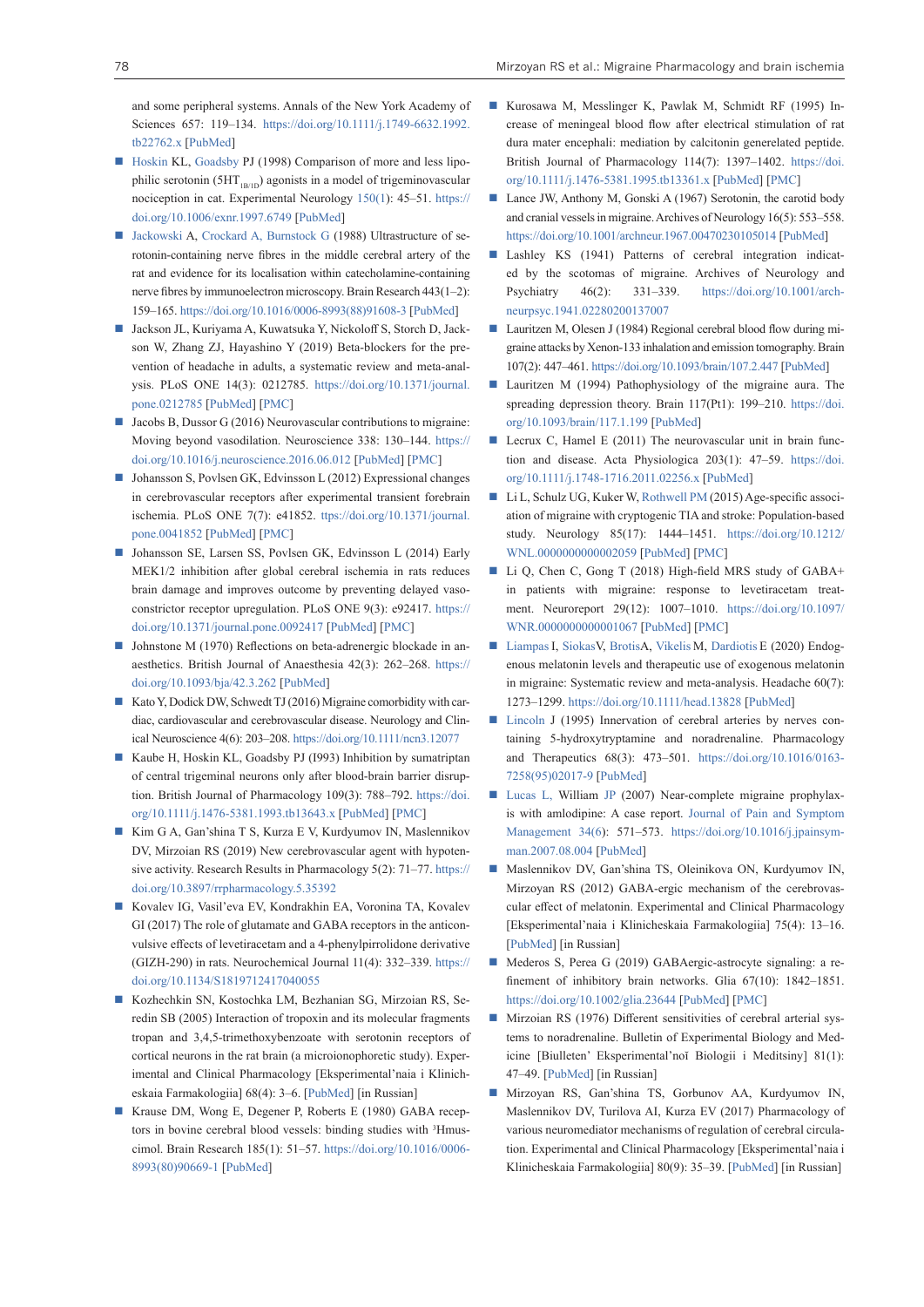and some peripheral systems. Annals of the New York Academy of Sciences 657: 119–134. https://doi.org/10.1111/j.1749-6632.1992.tb22762.x [PubMed]

- Hoskin KL, Goadsby PJ (1998) Comparison of more and less lipophilic serotonin ($5HT_{1B/1D}$) agonists in a model of trigeminovascular nociception in cat. Experimental Neurology 150(1): 45–51. https://doi.org/10.1006/exnr.1997.6749 [PubMed]
- Jackowski A, Crockard A, Burnstock G (1988) Ultrastructure of serotonin-containing nerve fibres in the middle cerebral artery of the rat and evidence for its localisation within catecholamine-containing nerve fibres by immunoelectron microscopy. Brain Research 443(1–2): 159–165. https://doi.org/10.1016/0006-8993(88)91608-3 [PubMed]
- Jackson JL, Kuriyama A, Kuwatsuka Y, Nickoloff S, Storch D, Jackson W, Zhang ZJ, Hayashino Y (2019) Beta-blockers for the prevention of headache in adults, a systematic review and meta-analysis. PLoS ONE 14(3): 0212785. https://doi.org/10.1371/journal.pone.0212785 [PubMed] [PMC]
- Jacobs B, Dussor G (2016) Neurovascular contributions to migraine: Moving beyond vasodilation. Neuroscience 338: 130–144. https://doi.org/10.1016/j.neuroscience.2016.06.012 [PubMed] [PMC]
- Johansson S, Povlsen GK, Edvinsson L (2012) Expressional changes in cerebrovascular receptors after experimental transient forebrain ischemia. PLoS ONE 7(7): e41852. ttps://doi.org/10.1371/journal.pone.0041852 [PubMed] [PMC]
- Johansson SE, Larsen SS, Povlsen GK, Edvinsson L (2014) Early MEK1/2 inhibition after global cerebral ischemia in rats reduces brain damage and improves outcome by preventing delayed vasoconstrictor receptor upregulation. PLoS ONE 9(3): e92417. https://doi.org/10.1371/journal.pone.0092417 [PubMed] [PMC]
- Johnstone M (1970) Reflections on beta-adrenergic blockade in anaesthetics. British Journal of Anaesthesia 42(3): 262–268. https://doi.org/10.1093/bja/42.3.262 [PubMed]
- Kato Y, Dodick DW, Schwedt TJ (2016) Migraine comorbidity with cardiac, cardiovascular and cerebrovascular disease. Neurology and Clinical Neuroscience 4(6): 203–208. https://doi.org/10.1111/ncn3.12077
- Kaube H, Hoskin KL, Goadsby PJ (I993) Inhibition by sumatriptan of central trigeminal neurons only after blood-brain barrier disruption. British Journal of Pharmacology 109(3): 788–792. https://doi.org/10.1111/j.1476-5381.1993.tb13643.x [PubMed] [PMC]
- Kim G A, Gan'shina T S, Kurza E V, Kurdyumov IN, Maslennikov DV, Mirzoian RS (2019) New cerebrovascular agent with hypotensive activity. Research Results in Pharmacology 5(2): 71–77. https://doi.org/10.3897/rrpharmacology.5.35392
- Kovalev IG, Vasil'eva EV, Kondrakhin EA, Voronina TA, Kovalev GI (2017) The role of glutamate and GABA receptors in the anticonvulsive effects of levetiracetam and a 4-phenylpirrolidone derivative (GIZH-290) in rats. Neurochemical Journal 11(4): 332–339. https://doi.org/10.1134/S1819712417040055
- Kozhechkin SN, Kostochka LM, Bezhanian SG, Mirzoian RS, Seredin SB (2005) Interaction of tropoxin and its molecular fragments tropan and 3,4,5-trimethoxybenzoate with serotonin receptors of cortical neurons in the rat brain (a microionophoretic study). Experimental and Clinical Pharmacology [Eksperimental'naia i Klinicheskaia Farmakologiia] 68(4): 3–6. [PubMed] [in Russian]
- Krause DM, Wong E, Degener P, Roberts E (1980) GABA receptors in bovine cerebral blood vessels: binding studies with ³Hmuscimol. Brain Research 185(1): 51–57. https://doi.org/10.1016/0006-8993(80)90669-1 [PubMed]
- Kurosawa M, Messlinger K, Pawlak M, Schmidt RF (1995) Increase of meningeal blood flow after electrical stimulation of rat dura mater encephali: mediation by calcitonin generelated peptide. British Journal of Pharmacology 114(7): 1397–1402. https://doi.org/10.1111/j.1476-5381.1995.tb13361.x [PubMed] [PMC]
- Lance JW, Anthony M, Gonski A (1967) Serotonin, the carotid body and cranial vessels in migraine. Archives of Neurology 16(5): 553–558. https://doi.org/10.1001/archneur.1967.00470230105014 [PubMed]
- Lashley KS (1941) Patterns of cerebral integration indicated by the scotomas of migraine. Archives of Neurology and Psychiatry 46(2): 331–339. https://doi.org/10.1001/archneurpsyc.1941.02280200137007
- Lauritzen M, Olesen J (1984) Regional cerebral blood flow during migraine attacks by Xenon-133 inhalation and emission tomography. Brain 107(2): 447–461. https://doi.org/10.1093/brain/107.2.447 [PubMed]
- Lauritzen M (1994) Pathophysiology of the migraine aura. The spreading depression theory. Brain 117(Pt1): 199–210. https://doi.org/10.1093/brain/117.1.199 [PubMed]
- Lecrux C, Hamel E (2011) The neurovascular unit in brain function and disease. Acta Physiologica 203(1): 47–59. https://doi.org/10.1111/j.1748-1716.2011.02256.x [PubMed]
- Li L, Schulz UG, Kuker W, Rothwell PM (2015) Age-specific association of migraine with cryptogenic TIA and stroke: Population-based study. Neurology 85(17): 1444–1451. https://doi.org/10.1212/WNL.0000000000002059 [PubMed] [PMC]
- Li Q, Chen C, Gong T (2018) High-field MRS study of GABA+ in patients with migraine: response to levetiracetam treatment. Neuroreport 29(12): 1007–1010. https://doi.org/10.1097/WNR.0000000000001067 [PubMed] [PMC]
- Liampas I, Siokas V, Brotis A, Vikelis M, Dardiotis E (2020) Endogenous melatonin levels and therapeutic use of exogenous melatonin in migraine: Systematic review and meta-analysis. Headache 60(7): 1273–1299. https://doi.org/10.1111/head.13828 [PubMed]
- Lincoln J (1995) Innervation of cerebral arteries by nerves containing 5-hydroxytryptamine and noradrenaline. Pharmacology and Therapeutics 68(3): 473–501. https://doi.org/10.1016/0163-7258(95)02017-9 [PubMed]
- Lucas L, William JP (2007) Near-complete migraine prophylaxis with amlodipine: A case report. Journal of Pain and Symptom Management 34(6): 571–573. https://doi.org/10.1016/j.jpainsymman.2007.08.004 [PubMed]
- Maslennikov DV, Gan'shina TS, Oleinikova ON, Kurdyumov IN, Mirzoyan RS (2012) GABA-ergic mechanism of the cerebrovascular effect of melatonin. Experimental and Clinical Pharmacology [Eksperimental'naia i Klinicheskaia Farmakologiia] 75(4): 13–16. [PubMed] [in Russian]
- Mederos S, Perea G (2019) GABAergic-astrocyte signaling: a refinement of inhibitory brain networks. Glia 67(10): 1842–1851. https://doi.org/10.1002/glia.23644 [PubMed] [PMC]
- Mirzoian RS (1976) Different sensitivities of cerebral arterial systems to noradrenaline. Bulletin of Experimental Biology and Medicine [Biulleten' Eksperimental'noĭ Biologii i Meditsiny] 81(1): 47–49. [PubMed] [in Russian]
- Mirzoyan RS, Gan'shina TS, Gorbunov AA, Kurdyumov IN, Maslennikov DV, Turilova AI, Kurza EV (2017) Pharmacology of various neuromediator mechanisms of regulation of cerebral circulation. Experimental and Clinical Pharmacology [Eksperimental'naia i Klinicheskaia Farmakologiia] 80(9): 35–39. [PubMed] [in Russian]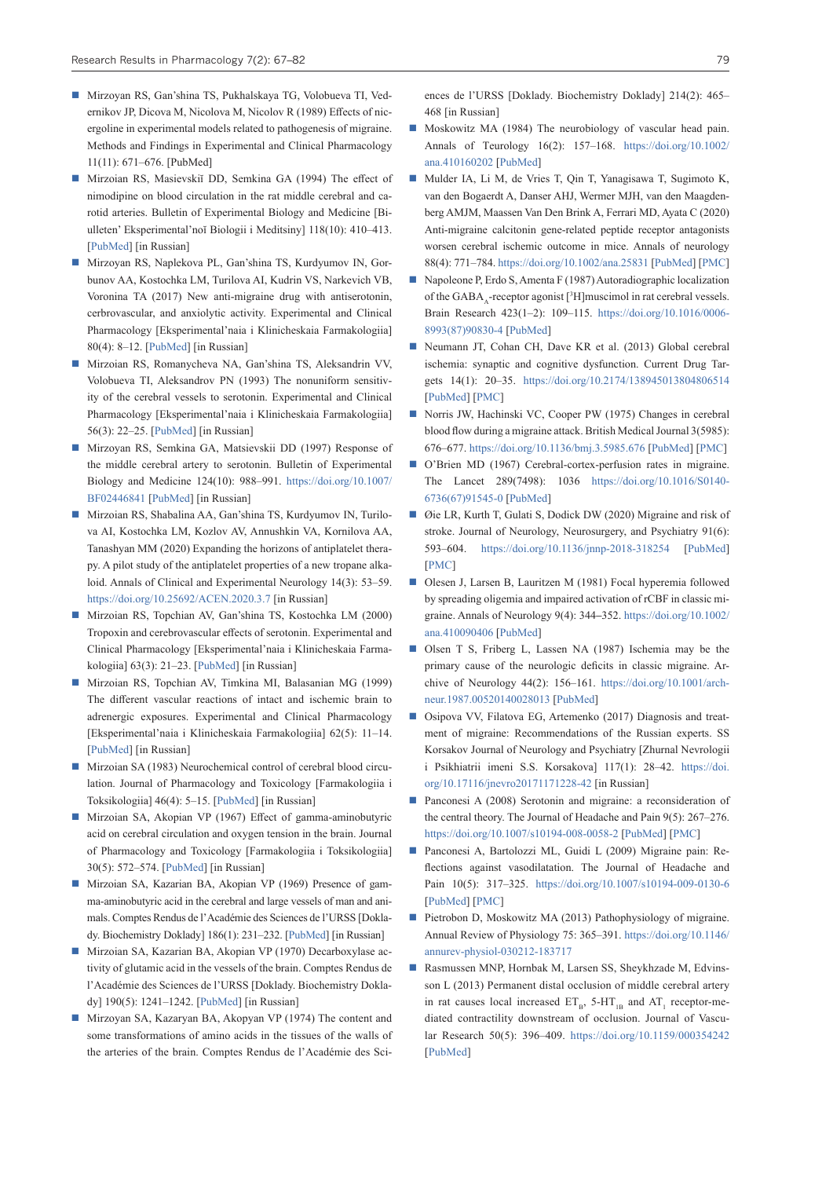- Mirzoyan RS, Gan'shina TS, Pukhalskaya TG, Volobueva TI, Vedernikov JP, Dicova M, Nicolova M, Nicolov R (1989) Effects of nicergoline in experimental models related to pathogenesis of migraine. Methods and Findings in Experimental and Clinical Pharmacology 11(11): 671–676. [PubMed]
- Mirzoian RS, Masievskiĭ DD, Semkina GA (1994) The effect of nimodipine on blood circulation in the rat middle cerebral and carotid arteries. Bulletin of Experimental Biology and Medicine [Biulleten' Eksperimental'noĭ Biologii i Meditsiny] 118(10): 410–413. [PubMed] [in Russian]
- Mirzoyan RS, Naplekova PL, Gan'shina TS, Kurdyumov IN, Gorbunov AA, Kostochka LM, Turilova AI, Kudrin VS, Narkevich VB, Voronina TA (2017) New anti-migraine drug with antiserotonin, cerbrovascular, and anxiolytic activity. Experimental and Clinical Pharmacology [Eksperimental'naia i Klinicheskaia Farmakologiia] 80(4): 8–12. [PubMed] [in Russian]
- Mirzoian RS, Romanycheva NA, Gan'shina TS, Aleksandrin VV, Volobueva TI, Aleksandrov PN (1993) The nonuniform sensitivity of the cerebral vessels to serotonin. Experimental and Clinical Pharmacology [Eksperimental'naia i Klinicheskaia Farmakologiia] 56(3): 22–25. [PubMed] [in Russian]
- Mirzoyan RS, Semkina GA, Matsievskii DD (1997) Response of the middle cerebral artery to serotonin. Bulletin of Experimental Biology and Medicine 124(10): 988–991. https://doi.org/10.1007/BF02446841 [PubMed] [in Russian]
- Mirzoian RS, Shabalina AA, Gan'shina TS, Kurdyumov IN, Turilova AI, Kostochka LM, Kozlov AV, Annushkin VA, Kornilova AA, Tanashyan MM (2020) Expanding the horizons of antiplatelet therapy. A pilot study of the antiplatelet properties of a new tropane alkaloid. Annals of Clinical and Experimental Neurology 14(3): 53–59. https://doi.org/10.25692/ACEN.2020.3.7 [in Russian]
- Mirzoian RS, Topchian AV, Gan'shina TS, Kostochka LM (2000) Tropoxin and cerebrovascular effects of serotonin. Experimental and Clinical Pharmacology [Eksperimental'naia i Klinicheskaia Farmakologiia] 63(3): 21–23. [PubMed] [in Russian]
- Mirzoian RS, Topchian AV, Timkina MI, Balasanian MG (1999) The different vascular reactions of intact and ischemic brain to adrenergic exposures. Experimental and Clinical Pharmacology [Eksperimental'naia i Klinicheskaia Farmakologiia] 62(5): 11–14. [PubMed] [in Russian]
- Mirzoian SA (1983) Neurochemical control of cerebral blood circulation. Journal of Pharmacology and Toxicology [Farmakologiia i Toksikologiia] 46(4): 5–15. [PubMed] [in Russian]
- Mirzoian SA, Akopian VP (1967) Effect of gamma-aminobutyric acid on cerebral circulation and oxygen tension in the brain. Journal of Pharmacology and Toxicology [Farmakologiia i Toksikologiia] 30(5): 572–574. [PubMed] [in Russian]
- Mirzoian SA, Kazarian BA, Akopian VP (1969) Presence of gamma-aminobutyric acid in the cerebral and large vessels of man and animals. Comptes Rendus de l'Académie des Sciences de l'URSS [Doklady. Biochemistry Doklady] 186(1): 231–232. [PubMed] [in Russian]
- Mirzoian SA, Kazarian BA, Akopian VP (1970) Decarboxylase activity of glutamic acid in the vessels of the brain. Comptes Rendus de l'Académie des Sciences de l'URSS [Doklady. Biochemistry Doklady] 190(5): 1241–1242. [PubMed] [in Russian]
- Mirzoyan SA, Kazaryan BA, Akopyan VP (1974) The content and some transformations of amino acids in the tissues of the walls of the arteries of the brain. Comptes Rendus de l'Académie des Sciences de l'URSS [Doklady. Biochemistry Doklady] 214(2): 465–468 [in Russian]
- Moskowitz MA (1984) The neurobiology of vascular head pain. Annals of Teurology 16(2): 157–168. https://doi.org/10.1002/ana.410160202 [PubMed]
- Mulder IA, Li M, de Vries T, Qin T, Yanagisawa T, Sugimoto K, van den Bogaerdt A, Danser AHJ, Wermer MJH, van den Maagdenberg AMJM, Maassen Van Den Brink A, Ferrari MD, Ayata C (2020) Anti-migraine calcitonin gene-related peptide receptor antagonists worsen cerebral ischemic outcome in mice. Annals of neurology 88(4): 771–784. https://doi.org/10.1002/ana.25831 [PubMed] [PMC]
- Napoleone P, Erdo S, Amenta F (1987) Autoradiographic localization of the $GABA_A$-receptor agonist [$^3$H]muscimol in rat cerebral vessels. Brain Research 423(1–2): 109–115. https://doi.org/10.1016/0006-8993(87)90830-4 [PubMed]
- Neumann JT, Cohan CH, Dave KR et al. (2013) Global cerebral ischemia: synaptic and cognitive dysfunction. Current Drug Targets 14(1): 20–35. https://doi.org/10.2174/138945013804806514 [PubMed] [PMC]
- Norris JW, Hachinski VC, Cooper PW (1975) Changes in cerebral blood flow during a migraine attack. British Medical Journal 3(5985): 676–677. https://doi.org/10.1136/bmj.3.5985.676 [PubMed] [PMC]
- O'Brien MD (1967) Cerebral-cortex-perfusion rates in migraine. The Lancet 289(7498): 1036 https://doi.org/10.1016/S0140-6736(67)91545-0 [PubMed]
- Øie LR, Kurth T, Gulati S, Dodick DW (2020) Migraine and risk of stroke. Journal of Neurology, Neurosurgery, and Psychiatry 91(6): 593–604. https://doi.org/10.1136/jnnp-2018-318254 [PubMed] [PMC]
- Olesen J, Larsen B, Lauritzen M (1981) Focal hyperemia followed by spreading oligemia and impaired activation of rCBF in classic migraine. Annals of Neurology 9(4): 344–352. https://doi.org/10.1002/ana.410090406 [PubMed]
- Olsen T S, Friberg L, Lassen NA (1987) Ischemia may be the primary cause of the neurologic deficits in classic migraine. Archive of Neurology 44(2): 156–161. https://doi.org/10.1001/archneur.1987.00520140028013 [PubMed]
- Osipova VV, Filatova EG, Artemenko (2017) Diagnosis and treatment of migraine: Recommendations of the Russian experts. SS Korsakov Journal of Neurology and Psychiatry [Zhurnal Nevrologii i Psikhiatrii imeni S.S. Korsakova] 117(1): 28–42. https://doi.org/10.17116/jnevro20171171228-42 [in Russian]
- Panconesi A (2008) Serotonin and migraine: a reconsideration of the central theory. The Journal of Headache and Pain 9(5): 267–276. https://doi.org/10.1007/s10194-008-0058-2 [PubMed] [PMC]
- Panconesi A, Bartolozzi ML, Guidi L (2009) Migraine pain: Reflections against vasodilatation. The Journal of Headache and Pain 10(5): 317–325. https://doi.org/10.1007/s10194-009-0130-6 [PubMed] [PMC]
- Pietrobon D, Moskowitz MA (2013) Pathophysiology of migraine. Annual Review of Physiology 75: 365–391. https://doi.org/10.1146/annurev-physiol-030212-183717
- Rasmussen MNP, Hornbak M, Larsen SS, Sheykhzade M, Edvinsson L (2013) Permanent distal occlusion of middle cerebral artery in rat causes local increased $ET_B$, $5\text{-}HT_{1B}$ and $AT_1$ receptor-mediated contractility downstream of occlusion. Journal of Vascular Research 50(5): 396–409. https://doi.org/10.1159/000354242 [PubMed]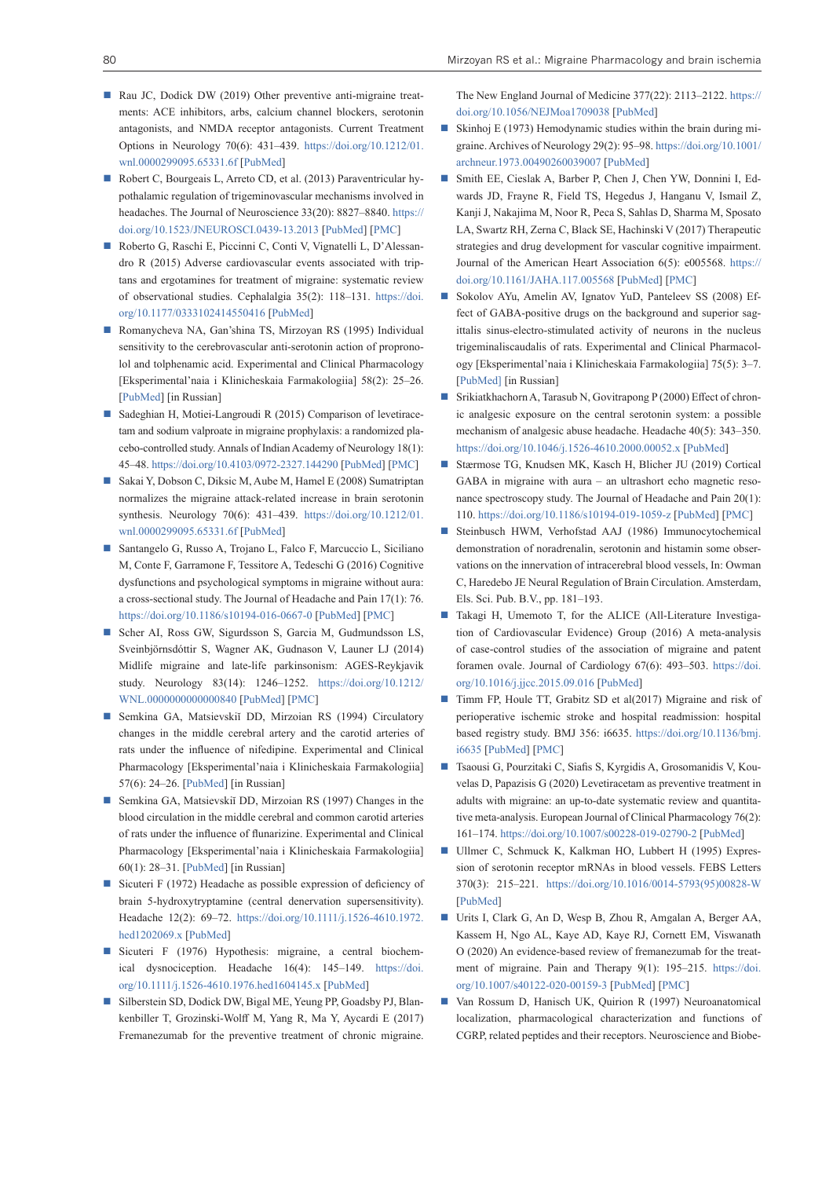- Rau JC, Dodick DW (2019) Other preventive anti-migraine treatments: ACE inhibitors, arbs, calcium channel blockers, serotonin antagonists, and NMDA receptor antagonists. Current Treatment Options in Neurology 70(6): 431–439. https://doi.org/10.1212/01.wnl.0000299095.65331.6f [PubMed]
- Robert C, Bourgeais L, Arreto CD, et al. (2013) Paraventricular hypothalamic regulation of trigeminovascular mechanisms involved in headaches. The Journal of Neuroscience 33(20): 8827–8840. https://doi.org/10.1523/JNEUROSCI.0439-13.2013 [PubMed] [PMC]
- Roberto G, Raschi E, Piccinni C, Conti V, Vignatelli L, D'Alessandro R (2015) Adverse cardiovascular events associated with triptans and ergotamines for treatment of migraine: systematic review of observational studies. Cephalalgia 35(2): 118–131. https://doi.org/10.1177/0333102414550416 [PubMed]
- Romanycheva NA, Gan'shina TS, Mirzoyan RS (1995) Individual sensitivity to the cerebrovascular anti-serotonin action of propronolol and tolphenamic acid. Experimental and Clinical Pharmacology [Eksperimental'naia i Klinicheskaia Farmakologiia] 58(2): 25–26. [PubMed] [in Russian]
- Sadeghian H, Motiei-Langroudi R (2015) Comparison of levetiracetam and sodium valproate in migraine prophylaxis: a randomized placebo-controlled study. Annals of Indian Academy of Neurology 18(1): 45–48. https://doi.org/10.4103/0972-2327.144290 [PubMed] [PMC]
- Sakai Y, Dobson C, Diksic M, Aube M, Hamel E (2008) Sumatriptan normalizes the migraine attack-related increase in brain serotonin synthesis. Neurology 70(6): 431–439. https://doi.org/10.1212/01.wnl.0000299095.65331.6f [PubMed]
- Santangelo G, Russo A, Trojano L, Falco F, Marcuccio L, Siciliano M, Conte F, Garramone F, Tessitore A, Tedeschi G (2016) Cognitive dysfunctions and psychological symptoms in migraine without aura: a cross-sectional study. The Journal of Headache and Pain 17(1): 76. https://doi.org/10.1186/s10194-016-0667-0 [PubMed] [PMC]
- Scher AI, Ross GW, Sigurdsson S, Garcia M, Gudmundsson LS, Sveinbjörnsdóttir S, Wagner AK, Gudnason V, Launer LJ (2014) Midlife migraine and late-life parkinsonism: AGES-Reykjavik study. Neurology 83(14): 1246–1252. https://doi.org/10.1212/WNL.0000000000000840 [PubMed] [PMC]
- Semkina GA, Matsievskiĭ DD, Mirzoian RS (1994) Circulatory changes in the middle cerebral artery and the carotid arteries of rats under the influence of nifedipine. Experimental and Clinical Pharmacology [Eksperimental'naia i Klinicheskaia Farmakologiia] 57(6): 24–26. [PubMed] [in Russian]
- Semkina GA, Matsievskiĭ DD, Mirzoian RS (1997) Changes in the blood circulation in the middle cerebral and common carotid arteries of rats under the influence of flunarizine. Experimental and Clinical Pharmacology [Eksperimental'naia i Klinicheskaia Farmakologiia] 60(1): 28–31. [PubMed] [in Russian]
- Sicuteri F (1972) Headache as possible expression of deficiency of brain 5-hydroxytryptamine (central denervation supersensitivity). Headache 12(2): 69–72. https://doi.org/10.1111/j.1526-4610.1972.hed1202069.x [PubMed]
- Sicuteri F (1976) Hypothesis: migraine, a central biochemical dysnociception. Headache 16(4): 145–149. https://doi.org/10.1111/j.1526-4610.1976.hed1604145.x [PubMed]
- Silberstein SD, Dodick DW, Bigal ME, Yeung PP, Goadsby PJ, Blankenbiller T, Grozinski-Wolff M, Yang R, Ma Y, Aycardi E (2017) Fremanezumab for the preventive treatment of chronic migraine. The New England Journal of Medicine 377(22): 2113–2122. https://doi.org/10.1056/NEJMoa1709038 [PubMed]
- Skinhoj E (1973) Hemodynamic studies within the brain during migraine. Archives of Neurology 29(2): 95–98. https://doi.org/10.1001/archneur.1973.00490260039007 [PubMed]
- Smith EE, Cieslak A, Barber P, Chen J, Chen YW, Donnini I, Edwards JD, Frayne R, Field TS, Hegedus J, Hanganu V, Ismail Z, Kanji J, Nakajima M, Noor R, Peca S, Sahlas D, Sharma M, Sposato LA, Swartz RH, Zerna C, Black SE, Hachinski V (2017) Therapeutic strategies and drug development for vascular cognitive impairment. Journal of the American Heart Association 6(5): e005568. https://doi.org/10.1161/JAHA.117.005568 [PubMed] [PMC]
- Sokolov AYu, Amelin AV, Ignatov YuD, Panteleev SS (2008) Effect of GABA-positive drugs on the background and superior sagittalis sinus-electro-stimulated activity of neurons in the nucleus trigeminaliscaudalis of rats. Experimental and Clinical Pharmacology [Eksperimental'naia i Klinicheskaia Farmakologiia] 75(5): 3–7. [PubMed] [in Russian]
- Srikiatkhachorn A, Tarasub N, Govitrapong P (2000) Effect of chronic analgesic exposure on the central serotonin system: a possible mechanism of analgesic abuse headache. Headache 40(5): 343–350. https://doi.org/10.1046/j.1526-4610.2000.00052.x [PubMed]
- Stærmose TG, Knudsen MK, Kasch H, Blicher JU (2019) Cortical GABA in migraine with aura – an ultrashort echo magnetic resonance spectroscopy study. The Journal of Headache and Pain 20(1): 110. https://doi.org/10.1186/s10194-019-1059-z [PubMed] [PMC]
- Steinbusch HWM, Verhofstad AAJ (1986) Immunocytochemical demonstration of noradrenalin, serotonin and histamin some observations on the innervation of intracerebral blood vessels, In: Owman C, Haredebo JE Neural Regulation of Brain Circulation. Amsterdam, Els. Sci. Pub. B.V., pp. 181–193.
- Takagi H, Umemoto T, for the ALICE (All-Literature Investigation of Cardiovascular Evidence) Group (2016) A meta-analysis of case-control studies of the association of migraine and patent foramen ovale. Journal of Cardiology 67(6): 493–503. https://doi.org/10.1016/j.jjcc.2015.09.016 [PubMed]
- Timm FP, Houle TT, Grabitz SD et al(2017) Migraine and risk of perioperative ischemic stroke and hospital readmission: hospital based registry study. BMJ 356: i6635. https://doi.org/10.1136/bmj.i6635 [PubMed] [PMC]
- Tsaousi G, Pourzitaki C, Siafis S, Kyrgidis A, Grosomanidis V, Kouvelas D, Papazisis G (2020) Levetiracetam as preventive treatment in adults with migraine: an up-to-date systematic review and quantitative meta-analysis. European Journal of Clinical Pharmacology 76(2): 161–174. https://doi.org/10.1007/s00228-019-02790-2 [PubMed]
- Ullmer C, Schmuck K, Kalkman HO, Lubbert H (1995) Expression of serotonin receptor mRNAs in blood vessels. FEBS Letters 370(3): 215–221. https://doi.org/10.1016/0014-5793(95)00828-W [PubMed]
- Urits I, Clark G, An D, Wesp B, Zhou R, Amgalan A, Berger AA, Kassem H, Ngo AL, Kaye AD, Kaye RJ, Cornett EM, Viswanath O (2020) An evidence-based review of fremanezumab for the treatment of migraine. Pain and Therapy 9(1): 195–215. https://doi.org/10.1007/s40122-020-00159-3 [PubMed] [PMC]
- Van Rossum D, Hanisch UK, Quirion R (1997) Neuroanatomical localization, pharmacological characterization and functions of CGRP, related peptides and their receptors. Neuroscience and Biobe-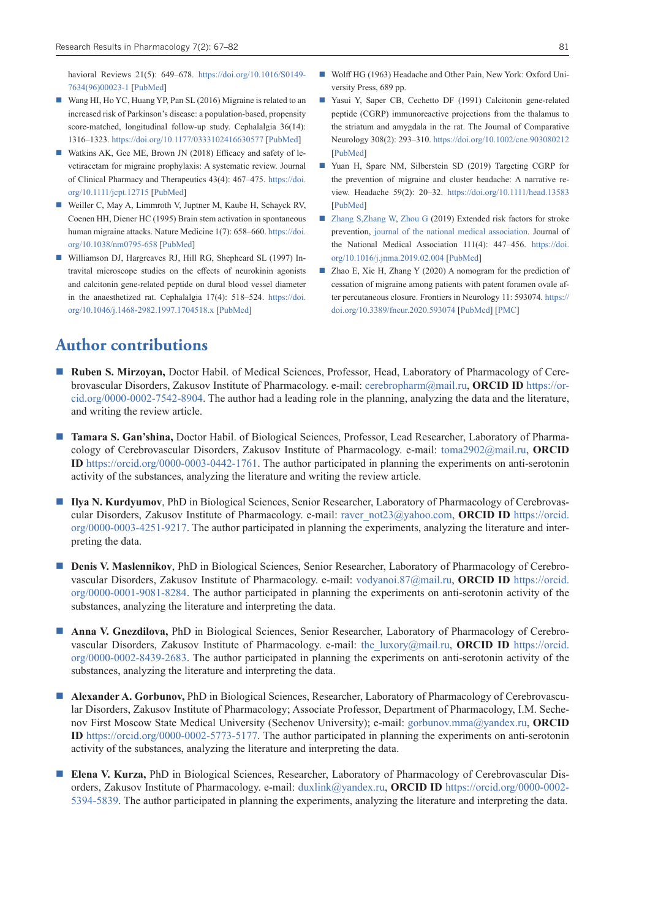havioral Reviews 21(5): 649–678. https://doi.org/10.1016/S0149-7634(96)00023-1 [PubMed]

- Wang HI, Ho YC, Huang YP, Pan SL (2016) Migraine is related to an increased risk of Parkinson's disease: a population-based, propensity score-matched, longitudinal follow-up study. Cephalalgia 36(14): 1316–1323. https://doi.org/10.1177/0333102416630577 [PubMed]
- Watkins AK, Gee ME, Brown JN (2018) Efficacy and safety of levetiracetam for migraine prophylaxis: A systematic review. Journal of Clinical Pharmacy and Therapeutics 43(4): 467–475. https://doi.org/10.1111/jcpt.12715 [PubMed]
- Weiller C, May A, Limmroth V, Juptner M, Kaube H, Schayck RV, Coenen HH, Diener HC (1995) Brain stem activation in spontaneous human migraine attacks. Nature Medicine 1(7): 658–660. https://doi.org/10.1038/nm0795-658 [PubMed]
- Williamson DJ, Hargreaves RJ, Hill RG, Shepheard SL (1997) Intravital microscope studies on the effects of neurokinin agonists and calcitonin gene-related peptide on dural blood vessel diameter in the anaesthetized rat. Cephalalgia 17(4): 518–524. https://doi.org/10.1046/j.1468-2982.1997.1704518.x [PubMed]
- Wolff HG (1963) Headache and Other Pain, New York: Oxford University Press, 689 pp.
- Yasui Y, Saper CB, Cechetto DF (1991) Calcitonin gene-related peptide (CGRP) immunoreactive projections from the thalamus to the striatum and amygdala in the rat. The Journal of Comparative Neurology 308(2): 293–310. https://doi.org/10.1002/cne.903080212 [PubMed]
- Yuan H, Spare NM, Silberstein SD (2019) Targeting CGRP for the prevention of migraine and cluster headache: A narrative review. Headache 59(2): 20–32. https://doi.org/10.1111/head.13583 [PubMed]
- Zhang S,Zhang W, Zhou G (2019) Extended risk factors for stroke prevention, journal of the national medical association. Journal of the National Medical Association 111(4): 447–456. https://doi.org/10.1016/j.jnma.2019.02.004 [PubMed]
- Zhao E, Xie H, Zhang Y (2020) A nomogram for the prediction of cessation of migraine among patients with patent foramen ovale after percutaneous closure. Frontiers in Neurology 11: 593074. https://doi.org/10.3389/fneur.2020.593074 [PubMed] [PMC]

## Author contributions

- **Ruben S. Mirzoyan,** Doctor Habil. of Medical Sciences, Professor, Head, Laboratory of Pharmacology of Cerebrovascular Disorders, Zakusov Institute of Pharmacology. e-mail: cerebropharm@mail.ru, **ORCID ID** https://orcid.org/0000-0002-7542-8904. The author had a leading role in the planning, analyzing the data and the literature, and writing the review article.

- **Tamara S. Gan'shina,** Doctor Habil. of Biological Sciences, Professor, Lead Researcher, Laboratory of Pharmacology of Cerebrovascular Disorders, Zakusov Institute of Pharmacology. e-mail: toma2902@mail.ru, **ORCID ID** https://orcid.org/0000-0003-0442-1761. The author participated in planning the experiments on anti-serotonin activity of the substances, analyzing the literature and writing the review article.

- **Ilya N. Kurdyumov**, PhD in Biological Sciences, Senior Researcher, Laboratory of Pharmacology of Cerebrovascular Disorders, Zakusov Institute of Pharmacology. e-mail: raver_not23@yahoo.com, **ORCID ID** https://orcid.org/0000-0003-4251-9217. The author participated in planning the experiments, analyzing the literature and interpreting the data.

- **Denis V. Maslennikov**, PhD in Biological Sciences, Senior Researcher, Laboratory of Pharmacology of Cerebrovascular Disorders, Zakusov Institute of Pharmacology. e-mail: vodyanoi.87@mail.ru, **ORCID ID** https://orcid.org/0000-0001-9081-8284. The author participated in planning the experiments on anti-serotonin activity of the substances, analyzing the literature and interpreting the data.

- **Anna V. Gnezdilova,** PhD in Biological Sciences, Senior Researcher, Laboratory of Pharmacology of Cerebrovascular Disorders, Zakusov Institute of Pharmacology. e-mail: the_luxory@mail.ru, **ORCID ID** https://orcid.org/0000-0002-8439-2683. The author participated in planning the experiments on anti-serotonin activity of the substances, analyzing the literature and interpreting the data.

- **Alexander A. Gorbunov,** PhD in Biological Sciences, Researcher, Laboratory of Pharmacology of Cerebrovascular Disorders, Zakusov Institute of Pharmacology; Associate Professor, Department of Pharmacology, I.M. Sechenov First Moscow State Medical University (Sechenov University); e-mail: gorbunov.mma@yandex.ru, **ORCID ID** https://orcid.org/0000-0002-5773-5177. The author participated in planning the experiments on anti-serotonin activity of the substances, analyzing the literature and interpreting the data.

- **Elena V. Kurza,** PhD in Biological Sciences, Researcher, Laboratory of Pharmacology of Cerebrovascular Disorders, Zakusov Institute of Pharmacology. e-mail: duxlink@yandex.ru, **ORCID ID** https://orcid.org/0000-0002-5394-5839. The author participated in planning the experiments, analyzing the literature and interpreting the data.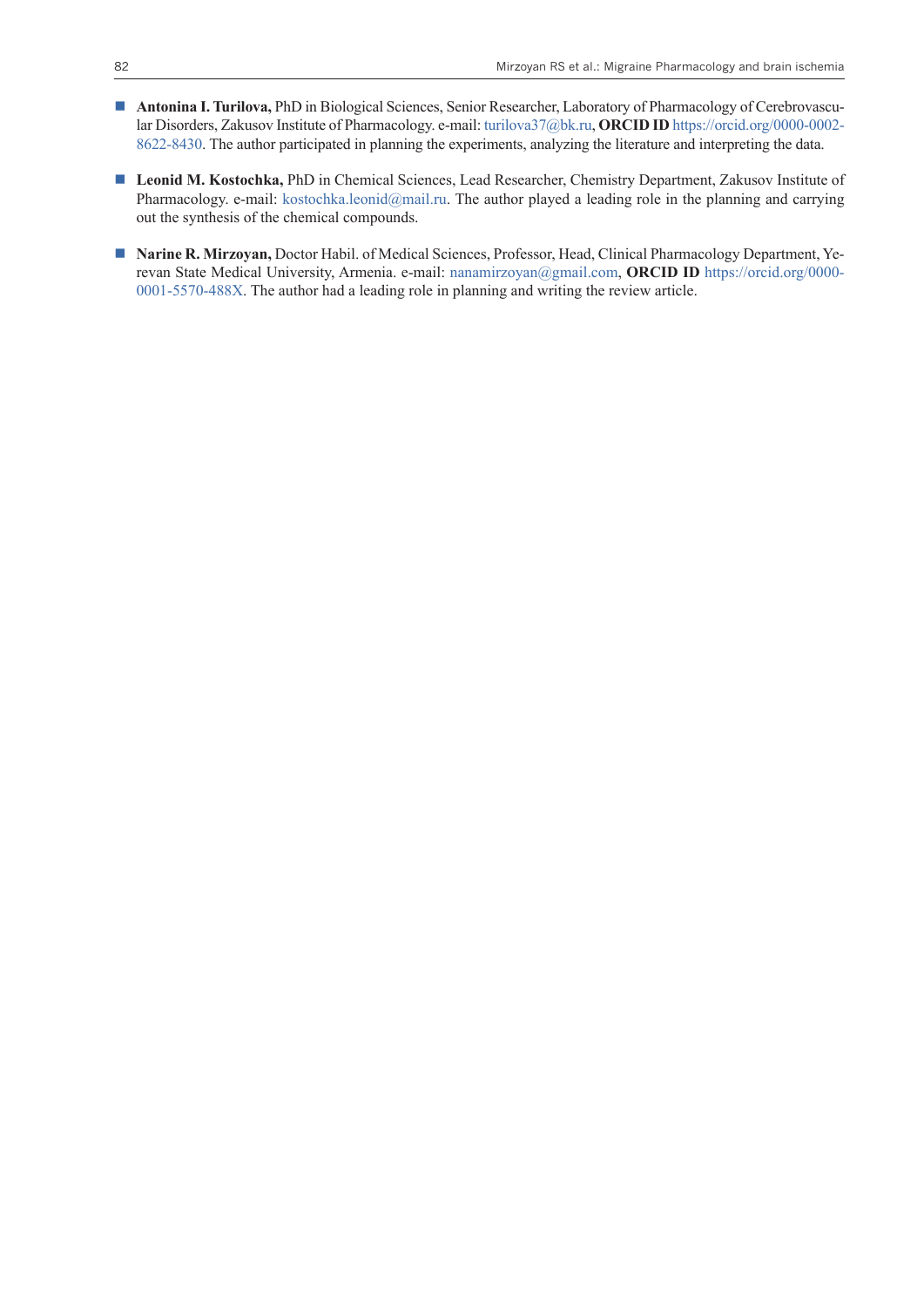- **Antonina I. Turilova,** PhD in Biological Sciences, Senior Researcher, Laboratory of Pharmacology of Cerebrovascular Disorders, Zakusov Institute of Pharmacology. e-mail: turilova37@bk.ru, **ORCID ID** https://orcid.org/0000-0002-8622-8430. The author participated in planning the experiments, analyzing the literature and interpreting the data.

- **Leonid M. Kostochka,** PhD in Chemical Sciences, Lead Researcher, Chemistry Department, Zakusov Institute of Pharmacology. e-mail: kostochka.leonid@mail.ru. The author played a leading role in the planning and carrying out the synthesis of the chemical compounds.

- **Narine R. Mirzoyan,** Doctor Habil. of Medical Sciences, Professor, Head, Clinical Pharmacology Department, Yerevan State Medical University, Armenia. e-mail: nanamirzoyan@gmail.com, **ORCID ID** https://orcid.org/0000-0001-5570-488X. The author had a leading role in planning and writing the review article.